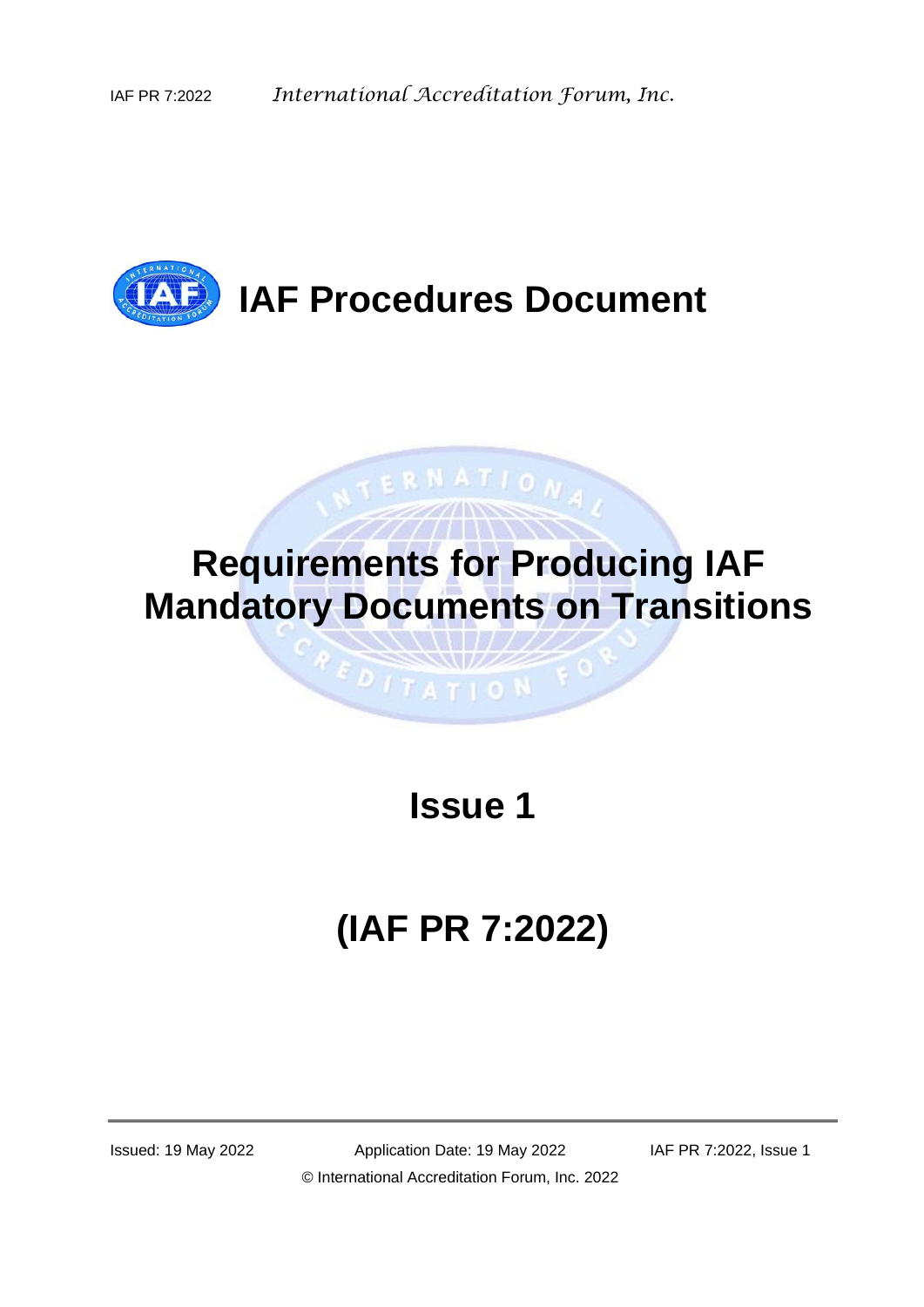# IAF Procedures Document

# Requirements for Producing IAF Mandatory Documents on Transitions

## Issue 1

## (IAF PR 7:2022)

Issued: 19 May 2022 Application Date: 19 May 2022 IAF PR 7:2022, Issue 1

© International Accreditation Forum, Inc. 2022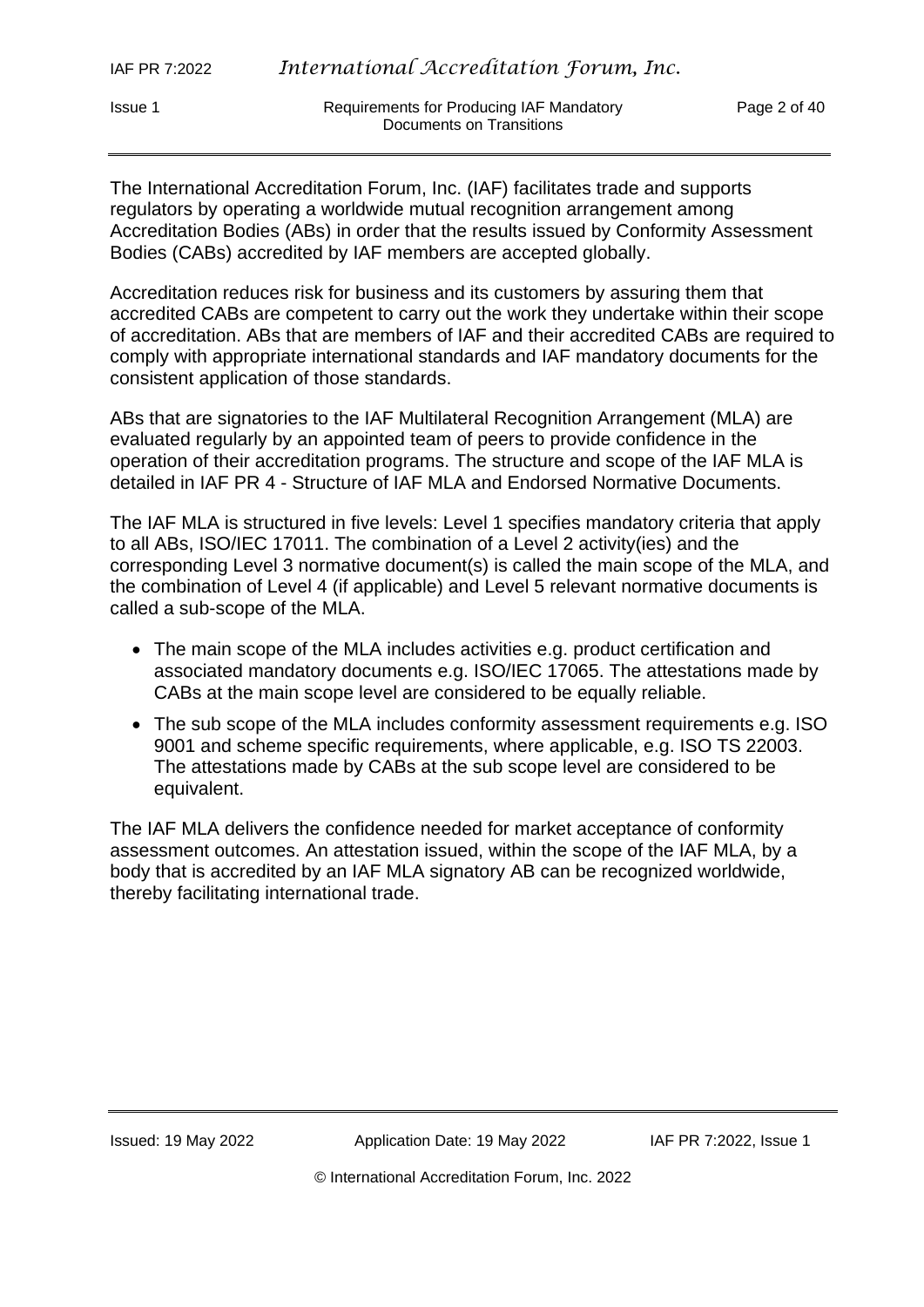The International Accreditation Forum, Inc. (IAF) facilitates trade and supports regulators by operating a worldwide mutual recognition arrangement among Accreditation Bodies (ABs) in order that the results issued by Conformity Assessment Bodies (CABs) accredited by IAF members are accepted globally.

Accreditation reduces risk for business and its customers by assuring them that accredited CABs are competent to carry out the work they undertake within their scope of accreditation. ABs that are members of IAF and their accredited CABs are required to comply with appropriate international standards and IAF mandatory documents for the consistent application of those standards.

ABs that are signatories to the IAF Multilateral Recognition Arrangement (MLA) are evaluated regularly by an appointed team of peers to provide confidence in the operation of their accreditation programs. The structure and scope of the IAF MLA is detailed in IAF PR 4 - Structure of IAF MLA and Endorsed Normative Documents.

The IAF MLA is structured in five levels: Level 1 specifies mandatory criteria that apply to all ABs, ISO/IEC 17011. The combination of a Level 2 activity(ies) and the corresponding Level 3 normative document(s) is called the main scope of the MLA, and the combination of Level 4 (if applicable) and Level 5 relevant normative documents is called a sub-scope of the MLA.

- The main scope of the MLA includes activities e.g. product certification and associated mandatory documents e.g. ISO/IEC 17065. The attestations made by CABs at the main scope level are considered to be equally reliable.
- The sub scope of the MLA includes conformity assessment requirements e.g. ISO 9001 and scheme specific requirements, where applicable, e.g. ISO TS 22003. The attestations made by CABs at the sub scope level are considered to be equivalent.

The IAF MLA delivers the confidence needed for market acceptance of conformity assessment outcomes. An attestation issued, within the scope of the IAF MLA, by a body that is accredited by an IAF MLA signatory AB can be recognized worldwide, thereby facilitating international trade.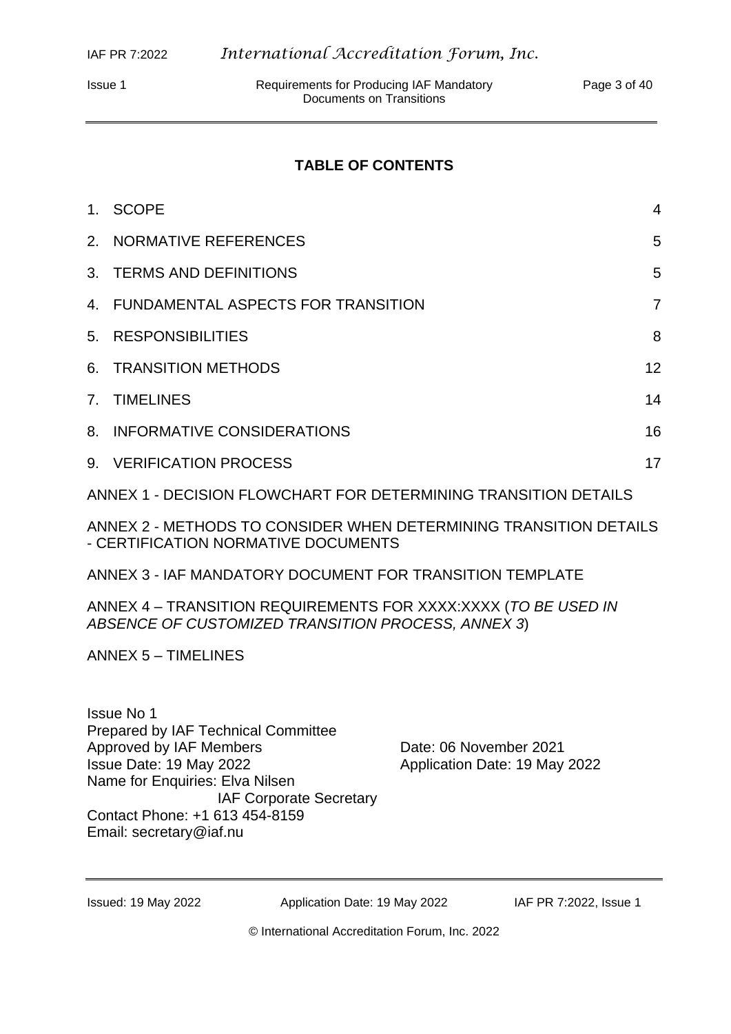**TABLE OF CONTENTS**

| | |
|---|---|
| 1. SCOPE | 4 |
| 2. NORMATIVE REFERENCES | 5 |
| 3. TERMS AND DEFINITIONS | 5 |
| 4. FUNDAMENTAL ASPECTS FOR TRANSITION | 7 |
| 5. RESPONSIBILITIES | 8 |
| 6. TRANSITION METHODS | 12 |
| 7. TIMELINES | 14 |
| 8. INFORMATIVE CONSIDERATIONS | 16 |
| 9. VERIFICATION PROCESS | 17 |

ANNEX 1 - DECISION FLOWCHART FOR DETERMINING TRANSITION DETAILS

ANNEX 2 - METHODS TO CONSIDER WHEN DETERMINING TRANSITION DETAILS - CERTIFICATION NORMATIVE DOCUMENTS

ANNEX 3 - IAF MANDATORY DOCUMENT FOR TRANSITION TEMPLATE

ANNEX 4 – TRANSITION REQUIREMENTS FOR XXXX:XXXX (*TO BE USED IN ABSENCE OF CUSTOMIZED TRANSITION PROCESS, ANNEX 3*)

ANNEX 5 – TIMELINES

Issue No 1
Prepared by IAF Technical Committee
Approved by IAF Members — Date: 06 November 2021
Issue Date: 19 May 2022 — Application Date: 19 May 2022
Name for Enquiries: Elva Nilsen
IAF Corporate Secretary
Contact Phone: +1 613 454-8159
Email: secretary@iaf.nu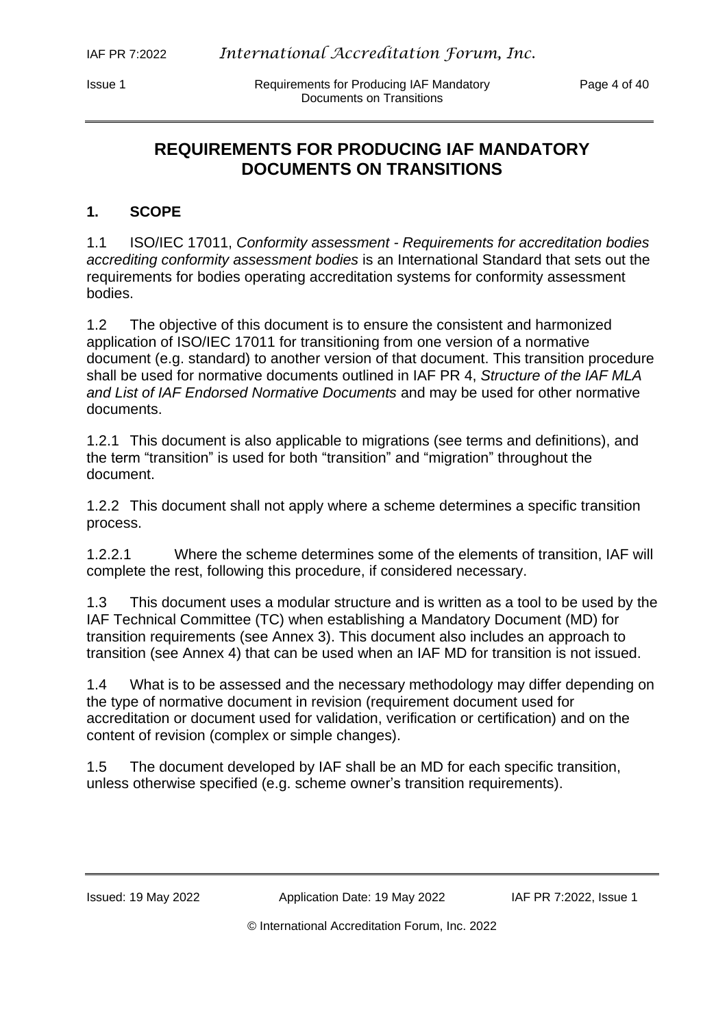# REQUIREMENTS FOR PRODUCING IAF MANDATORY DOCUMENTS ON TRANSITIONS

## 1. SCOPE

1.1 ISO/IEC 17011, *Conformity assessment - Requirements for accreditation bodies accrediting conformity assessment bodies* is an International Standard that sets out the requirements for bodies operating accreditation systems for conformity assessment bodies.

1.2 The objective of this document is to ensure the consistent and harmonized application of ISO/IEC 17011 for transitioning from one version of a normative document (e.g. standard) to another version of that document. This transition procedure shall be used for normative documents outlined in IAF PR 4, *Structure of the IAF MLA and List of IAF Endorsed Normative Documents* and may be used for other normative documents.

1.2.1 This document is also applicable to migrations (see terms and definitions), and the term "transition" is used for both "transition" and "migration" throughout the document.

1.2.2 This document shall not apply where a scheme determines a specific transition process.

1.2.2.1 Where the scheme determines some of the elements of transition, IAF will complete the rest, following this procedure, if considered necessary.

1.3 This document uses a modular structure and is written as a tool to be used by the IAF Technical Committee (TC) when establishing a Mandatory Document (MD) for transition requirements (see Annex 3). This document also includes an approach to transition (see Annex 4) that can be used when an IAF MD for transition is not issued.

1.4 What is to be assessed and the necessary methodology may differ depending on the type of normative document in revision (requirement document used for accreditation or document used for validation, verification or certification) and on the content of revision (complex or simple changes).

1.5 The document developed by IAF shall be an MD for each specific transition, unless otherwise specified (e.g. scheme owner's transition requirements).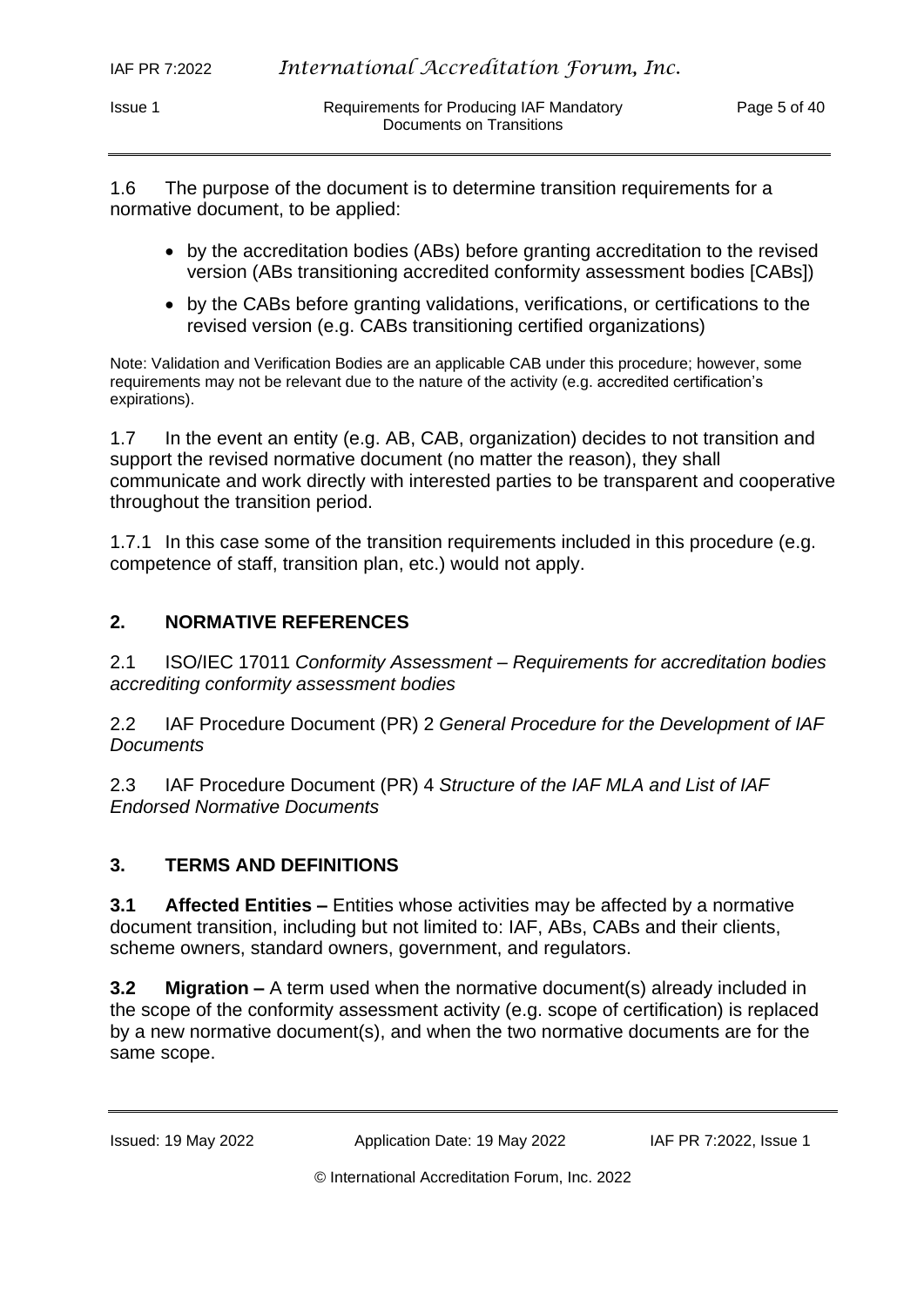1.6 The purpose of the document is to determine transition requirements for a normative document, to be applied:

- by the accreditation bodies (ABs) before granting accreditation to the revised version (ABs transitioning accredited conformity assessment bodies [CABs])
- by the CABs before granting validations, verifications, or certifications to the revised version (e.g. CABs transitioning certified organizations)

Note: Validation and Verification Bodies are an applicable CAB under this procedure; however, some requirements may not be relevant due to the nature of the activity (e.g. accredited certification's expirations).

1.7 In the event an entity (e.g. AB, CAB, organization) decides to not transition and support the revised normative document (no matter the reason), they shall communicate and work directly with interested parties to be transparent and cooperative throughout the transition period.

1.7.1 In this case some of the transition requirements included in this procedure (e.g. competence of staff, transition plan, etc.) would not apply.

## 2. NORMATIVE REFERENCES

2.1 ISO/IEC 17011 *Conformity Assessment – Requirements for accreditation bodies accrediting conformity assessment bodies*

2.2 IAF Procedure Document (PR) 2 *General Procedure for the Development of IAF Documents*

2.3 IAF Procedure Document (PR) 4 *Structure of the IAF MLA and List of IAF Endorsed Normative Documents*

## 3. TERMS AND DEFINITIONS

**3.1 Affected Entities –** Entities whose activities may be affected by a normative document transition, including but not limited to: IAF, ABs, CABs and their clients, scheme owners, standard owners, government, and regulators.

**3.2 Migration –** A term used when the normative document(s) already included in the scope of the conformity assessment activity (e.g. scope of certification) is replaced by a new normative document(s), and when the two normative documents are for the same scope.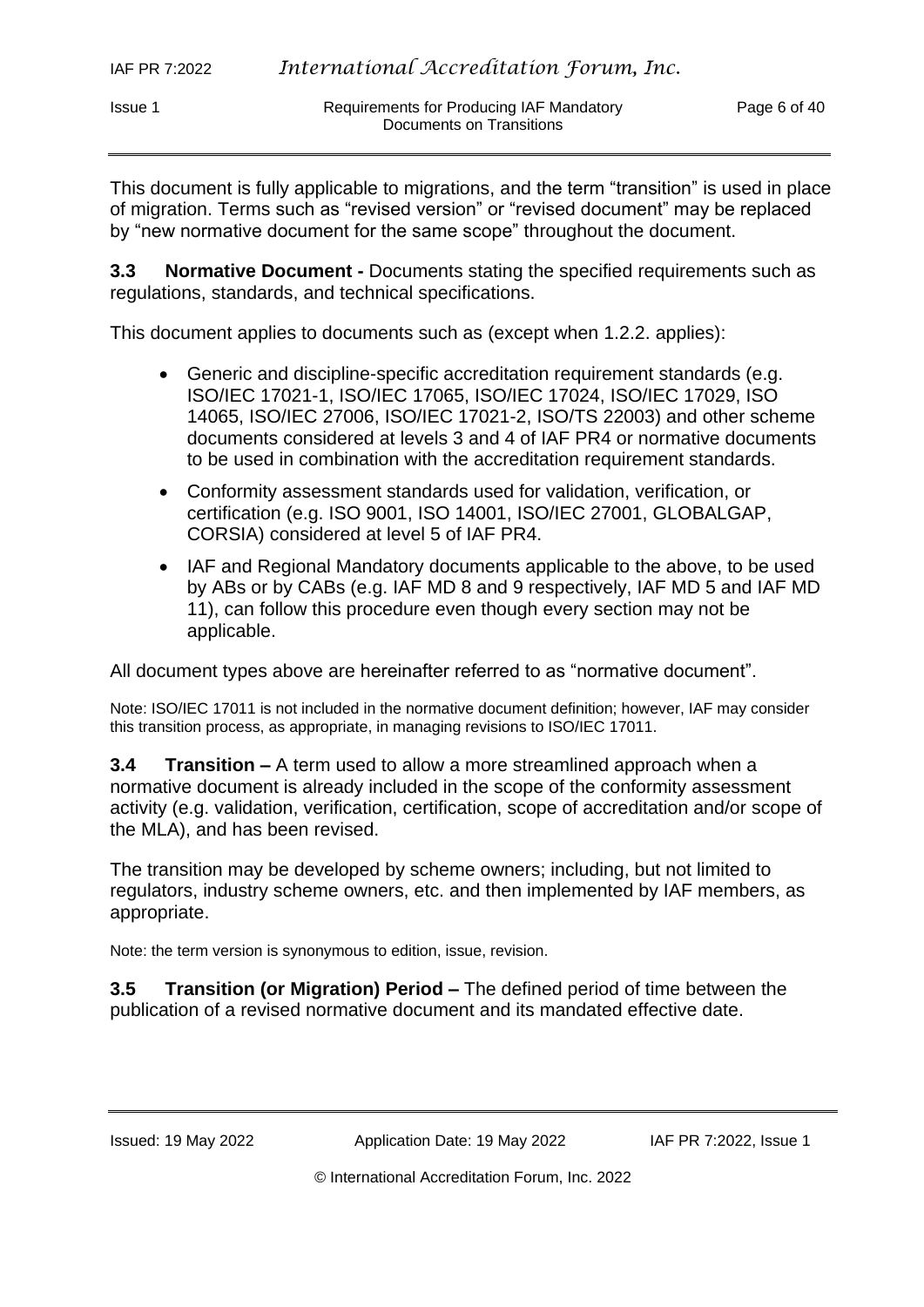This document is fully applicable to migrations, and the term "transition" is used in place of migration. Terms such as "revised version" or "revised document" may be replaced by "new normative document for the same scope" throughout the document.

**3.3 Normative Document -** Documents stating the specified requirements such as regulations, standards, and technical specifications.

This document applies to documents such as (except when 1.2.2. applies):

- Generic and discipline-specific accreditation requirement standards (e.g. ISO/IEC 17021-1, ISO/IEC 17065, ISO/IEC 17024, ISO/IEC 17029, ISO 14065, ISO/IEC 27006, ISO/IEC 17021-2, ISO/TS 22003) and other scheme documents considered at levels 3 and 4 of IAF PR4 or normative documents to be used in combination with the accreditation requirement standards.
- Conformity assessment standards used for validation, verification, or certification (e.g. ISO 9001, ISO 14001, ISO/IEC 27001, GLOBALGAP, CORSIA) considered at level 5 of IAF PR4.
- IAF and Regional Mandatory documents applicable to the above, to be used by ABs or by CABs (e.g. IAF MD 8 and 9 respectively, IAF MD 5 and IAF MD 11), can follow this procedure even though every section may not be applicable.

All document types above are hereinafter referred to as "normative document".

Note: ISO/IEC 17011 is not included in the normative document definition; however, IAF may consider this transition process, as appropriate, in managing revisions to ISO/IEC 17011.

**3.4 Transition –** A term used to allow a more streamlined approach when a normative document is already included in the scope of the conformity assessment activity (e.g. validation, verification, certification, scope of accreditation and/or scope of the MLA), and has been revised.

The transition may be developed by scheme owners; including, but not limited to regulators, industry scheme owners, etc. and then implemented by IAF members, as appropriate.

Note: the term version is synonymous to edition, issue, revision.

**3.5 Transition (or Migration) Period –** The defined period of time between the publication of a revised normative document and its mandated effective date.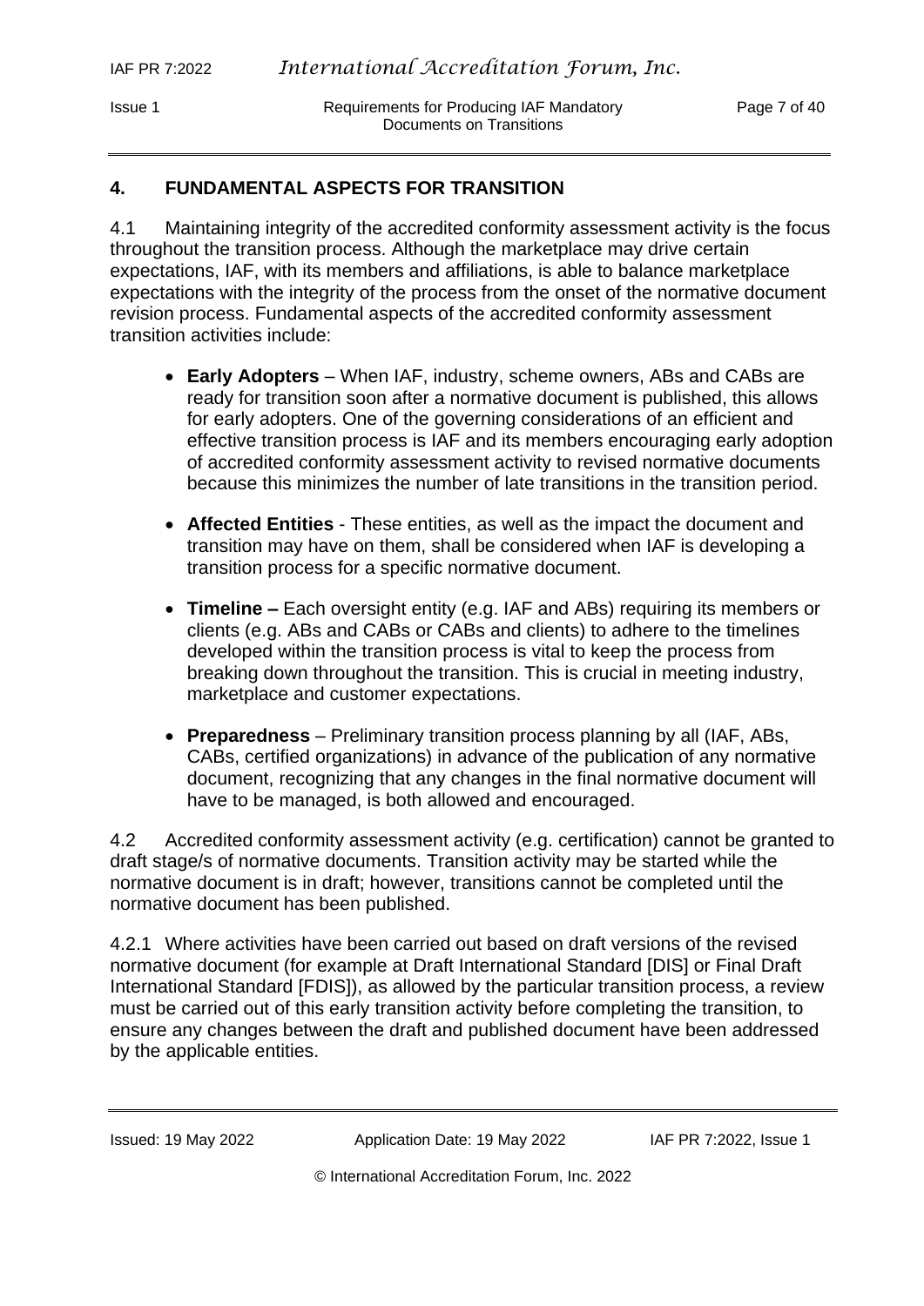## 4. FUNDAMENTAL ASPECTS FOR TRANSITION

4.1 Maintaining integrity of the accredited conformity assessment activity is the focus throughout the transition process. Although the marketplace may drive certain expectations, IAF, with its members and affiliations, is able to balance marketplace expectations with the integrity of the process from the onset of the normative document revision process. Fundamental aspects of the accredited conformity assessment transition activities include:

- **Early Adopters** – When IAF, industry, scheme owners, ABs and CABs are ready for transition soon after a normative document is published, this allows for early adopters. One of the governing considerations of an efficient and effective transition process is IAF and its members encouraging early adoption of accredited conformity assessment activity to revised normative documents because this minimizes the number of late transitions in the transition period.

- **Affected Entities** - These entities, as well as the impact the document and transition may have on them, shall be considered when IAF is developing a transition process for a specific normative document.

- **Timeline –** Each oversight entity (e.g. IAF and ABs) requiring its members or clients (e.g. ABs and CABs or CABs and clients) to adhere to the timelines developed within the transition process is vital to keep the process from breaking down throughout the transition. This is crucial in meeting industry, marketplace and customer expectations.

- **Preparedness** – Preliminary transition process planning by all (IAF, ABs, CABs, certified organizations) in advance of the publication of any normative document, recognizing that any changes in the final normative document will have to be managed, is both allowed and encouraged.

4.2 Accredited conformity assessment activity (e.g. certification) cannot be granted to draft stage/s of normative documents. Transition activity may be started while the normative document is in draft; however, transitions cannot be completed until the normative document has been published.

4.2.1 Where activities have been carried out based on draft versions of the revised normative document (for example at Draft International Standard [DIS] or Final Draft International Standard [FDIS]), as allowed by the particular transition process, a review must be carried out of this early transition activity before completing the transition, to ensure any changes between the draft and published document have been addressed by the applicable entities.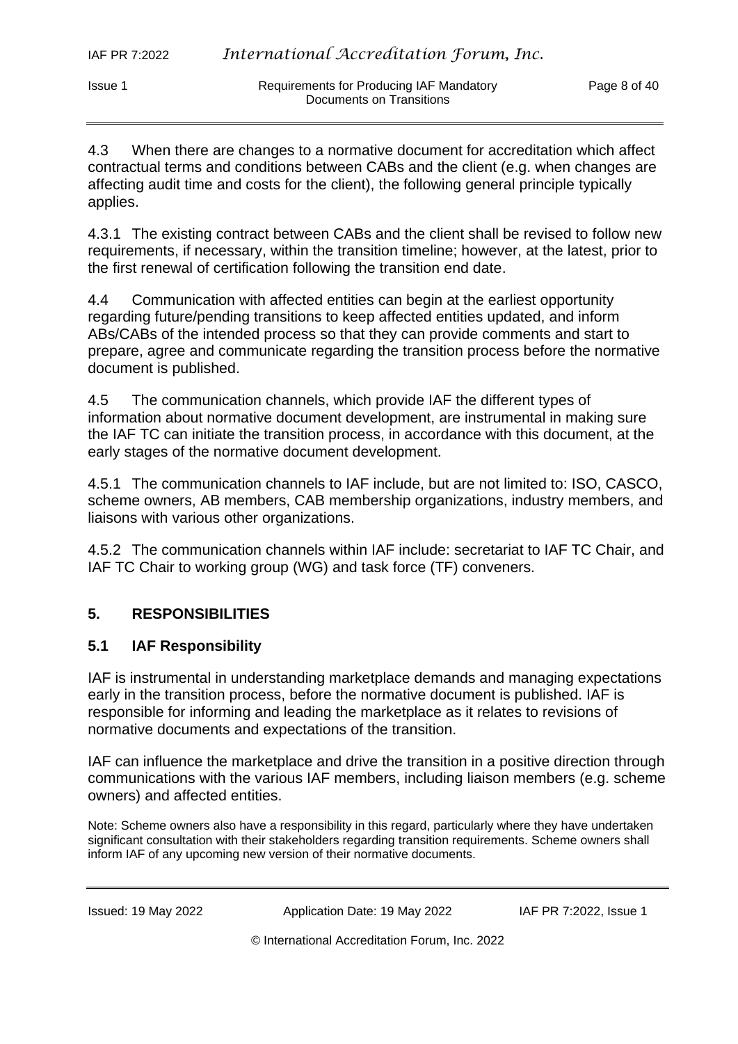4.3 When there are changes to a normative document for accreditation which affect contractual terms and conditions between CABs and the client (e.g. when changes are affecting audit time and costs for the client), the following general principle typically applies.

4.3.1 The existing contract between CABs and the client shall be revised to follow new requirements, if necessary, within the transition timeline; however, at the latest, prior to the first renewal of certification following the transition end date.

4.4 Communication with affected entities can begin at the earliest opportunity regarding future/pending transitions to keep affected entities updated, and inform ABs/CABs of the intended process so that they can provide comments and start to prepare, agree and communicate regarding the transition process before the normative document is published.

4.5 The communication channels, which provide IAF the different types of information about normative document development, are instrumental in making sure the IAF TC can initiate the transition process, in accordance with this document, at the early stages of the normative document development.

4.5.1 The communication channels to IAF include, but are not limited to: ISO, CASCO, scheme owners, AB members, CAB membership organizations, industry members, and liaisons with various other organizations.

4.5.2 The communication channels within IAF include: secretariat to IAF TC Chair, and IAF TC Chair to working group (WG) and task force (TF) conveners.

## 5. RESPONSIBILITIES

### 5.1 IAF Responsibility

IAF is instrumental in understanding marketplace demands and managing expectations early in the transition process, before the normative document is published. IAF is responsible for informing and leading the marketplace as it relates to revisions of normative documents and expectations of the transition.

IAF can influence the marketplace and drive the transition in a positive direction through communications with the various IAF members, including liaison members (e.g. scheme owners) and affected entities.

Note: Scheme owners also have a responsibility in this regard, particularly where they have undertaken significant consultation with their stakeholders regarding transition requirements. Scheme owners shall inform IAF of any upcoming new version of their normative documents.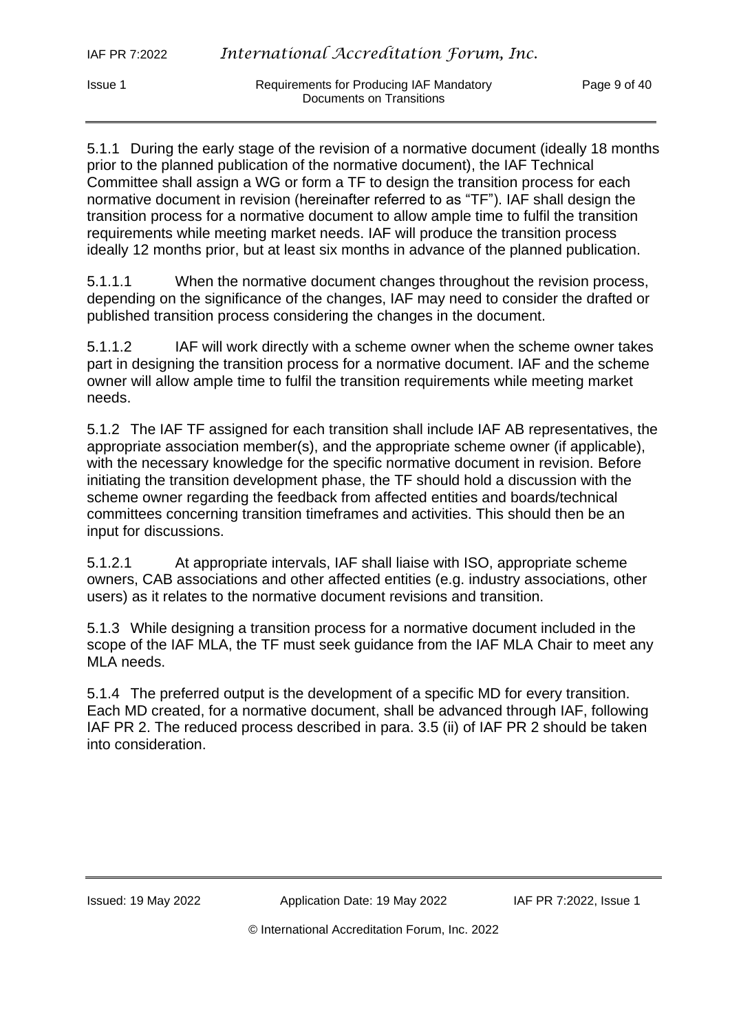5.1.1 During the early stage of the revision of a normative document (ideally 18 months prior to the planned publication of the normative document), the IAF Technical Committee shall assign a WG or form a TF to design the transition process for each normative document in revision (hereinafter referred to as "TF"). IAF shall design the transition process for a normative document to allow ample time to fulfil the transition requirements while meeting market needs. IAF will produce the transition process ideally 12 months prior, but at least six months in advance of the planned publication.

5.1.1.1 When the normative document changes throughout the revision process, depending on the significance of the changes, IAF may need to consider the drafted or published transition process considering the changes in the document.

5.1.1.2 IAF will work directly with a scheme owner when the scheme owner takes part in designing the transition process for a normative document. IAF and the scheme owner will allow ample time to fulfil the transition requirements while meeting market needs.

5.1.2 The IAF TF assigned for each transition shall include IAF AB representatives, the appropriate association member(s), and the appropriate scheme owner (if applicable), with the necessary knowledge for the specific normative document in revision. Before initiating the transition development phase, the TF should hold a discussion with the scheme owner regarding the feedback from affected entities and boards/technical committees concerning transition timeframes and activities. This should then be an input for discussions.

5.1.2.1 At appropriate intervals, IAF shall liaise with ISO, appropriate scheme owners, CAB associations and other affected entities (e.g. industry associations, other users) as it relates to the normative document revisions and transition.

5.1.3 While designing a transition process for a normative document included in the scope of the IAF MLA, the TF must seek guidance from the IAF MLA Chair to meet any MLA needs.

5.1.4 The preferred output is the development of a specific MD for every transition. Each MD created, for a normative document, shall be advanced through IAF, following IAF PR 2. The reduced process described in para. 3.5 (ii) of IAF PR 2 should be taken into consideration.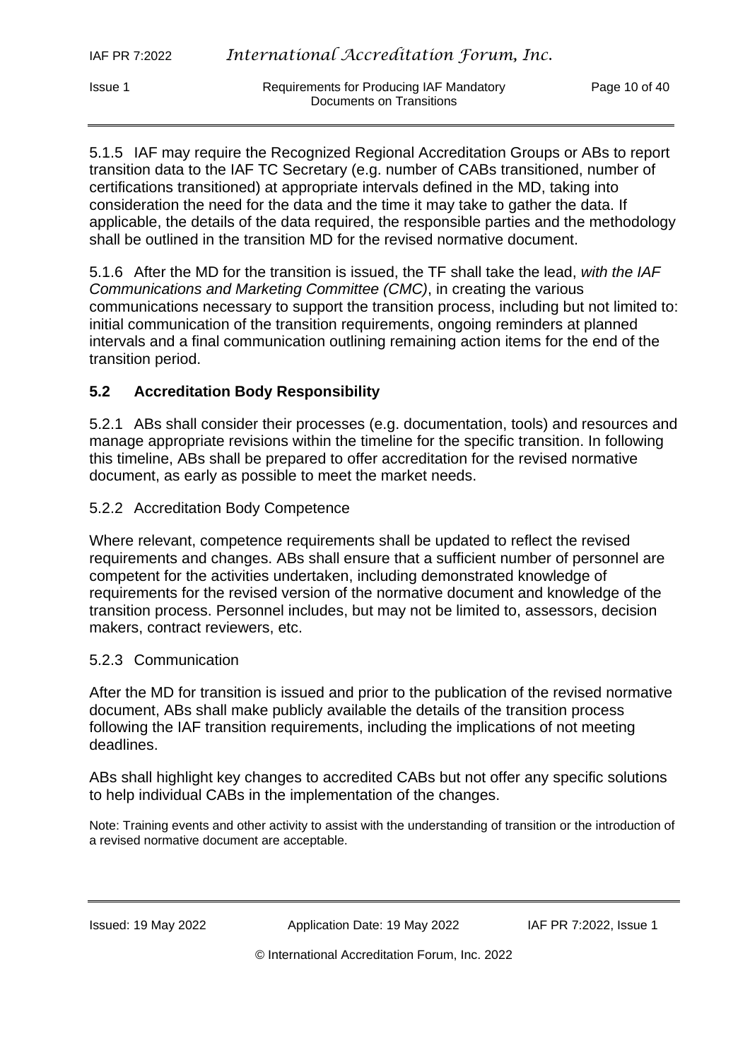5.1.5 IAF may require the Recognized Regional Accreditation Groups or ABs to report transition data to the IAF TC Secretary (e.g. number of CABs transitioned, number of certifications transitioned) at appropriate intervals defined in the MD, taking into consideration the need for the data and the time it may take to gather the data. If applicable, the details of the data required, the responsible parties and the methodology shall be outlined in the transition MD for the revised normative document.

5.1.6 After the MD for the transition is issued, the TF shall take the lead, *with the IAF Communications and Marketing Committee (CMC)*, in creating the various communications necessary to support the transition process, including but not limited to: initial communication of the transition requirements, ongoing reminders at planned intervals and a final communication outlining remaining action items for the end of the transition period.

## 5.2 Accreditation Body Responsibility

5.2.1 ABs shall consider their processes (e.g. documentation, tools) and resources and manage appropriate revisions within the timeline for the specific transition. In following this timeline, ABs shall be prepared to offer accreditation for the revised normative document, as early as possible to meet the market needs.

5.2.2 Accreditation Body Competence

Where relevant, competence requirements shall be updated to reflect the revised requirements and changes. ABs shall ensure that a sufficient number of personnel are competent for the activities undertaken, including demonstrated knowledge of requirements for the revised version of the normative document and knowledge of the transition process. Personnel includes, but may not be limited to, assessors, decision makers, contract reviewers, etc.

5.2.3 Communication

After the MD for transition is issued and prior to the publication of the revised normative document, ABs shall make publicly available the details of the transition process following the IAF transition requirements, including the implications of not meeting deadlines.

ABs shall highlight key changes to accredited CABs but not offer any specific solutions to help individual CABs in the implementation of the changes.

Note: Training events and other activity to assist with the understanding of transition or the introduction of a revised normative document are acceptable.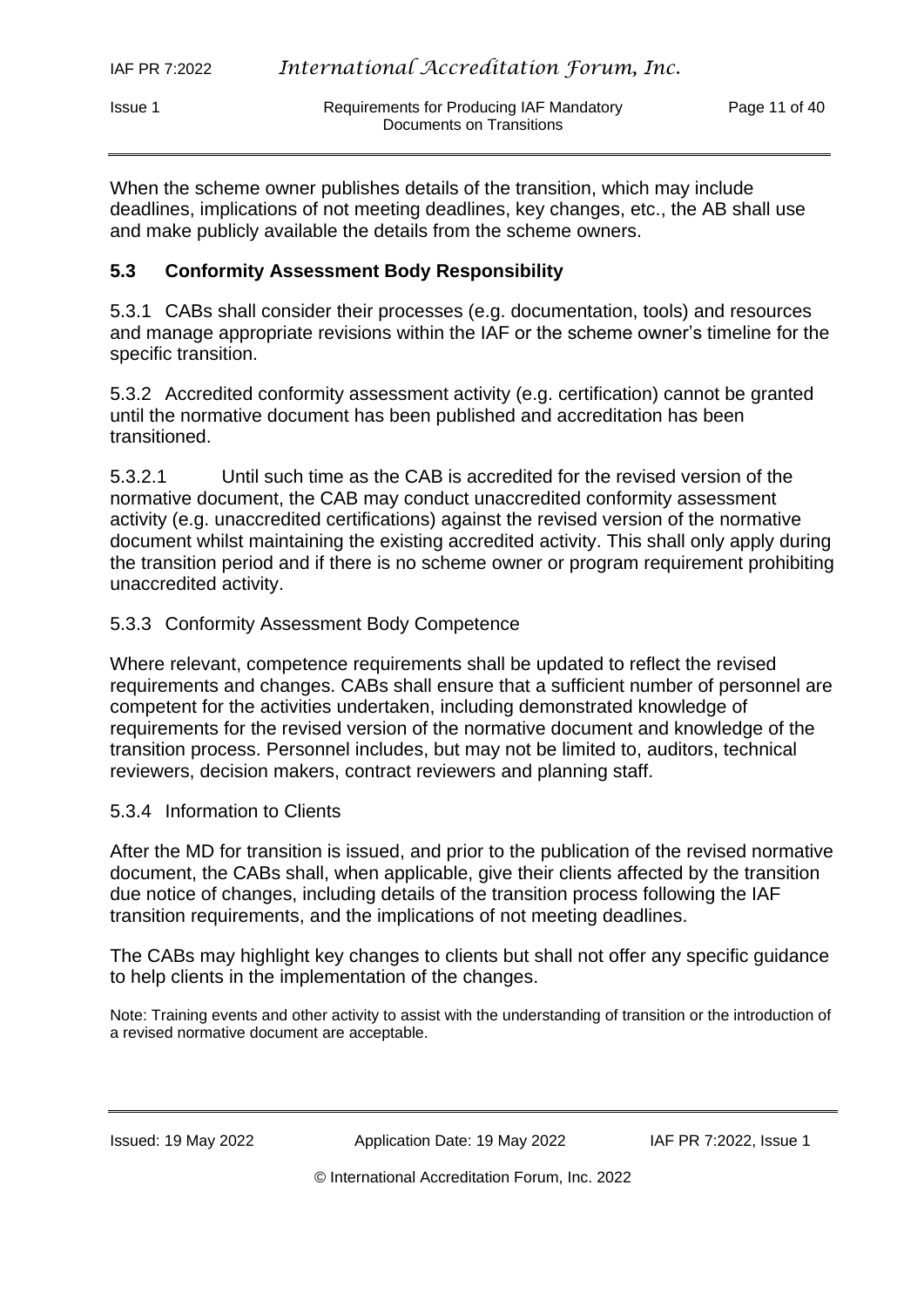When the scheme owner publishes details of the transition, which may include deadlines, implications of not meeting deadlines, key changes, etc., the AB shall use and make publicly available the details from the scheme owners.

## 5.3 Conformity Assessment Body Responsibility

5.3.1 CABs shall consider their processes (e.g. documentation, tools) and resources and manage appropriate revisions within the IAF or the scheme owner's timeline for the specific transition.

5.3.2 Accredited conformity assessment activity (e.g. certification) cannot be granted until the normative document has been published and accreditation has been transitioned.

5.3.2.1 Until such time as the CAB is accredited for the revised version of the normative document, the CAB may conduct unaccredited conformity assessment activity (e.g. unaccredited certifications) against the revised version of the normative document whilst maintaining the existing accredited activity. This shall only apply during the transition period and if there is no scheme owner or program requirement prohibiting unaccredited activity.

5.3.3 Conformity Assessment Body Competence

Where relevant, competence requirements shall be updated to reflect the revised requirements and changes. CABs shall ensure that a sufficient number of personnel are competent for the activities undertaken, including demonstrated knowledge of requirements for the revised version of the normative document and knowledge of the transition process. Personnel includes, but may not be limited to, auditors, technical reviewers, decision makers, contract reviewers and planning staff.

5.3.4 Information to Clients

After the MD for transition is issued, and prior to the publication of the revised normative document, the CABs shall, when applicable, give their clients affected by the transition due notice of changes, including details of the transition process following the IAF transition requirements, and the implications of not meeting deadlines.

The CABs may highlight key changes to clients but shall not offer any specific guidance to help clients in the implementation of the changes.

Note: Training events and other activity to assist with the understanding of transition or the introduction of a revised normative document are acceptable.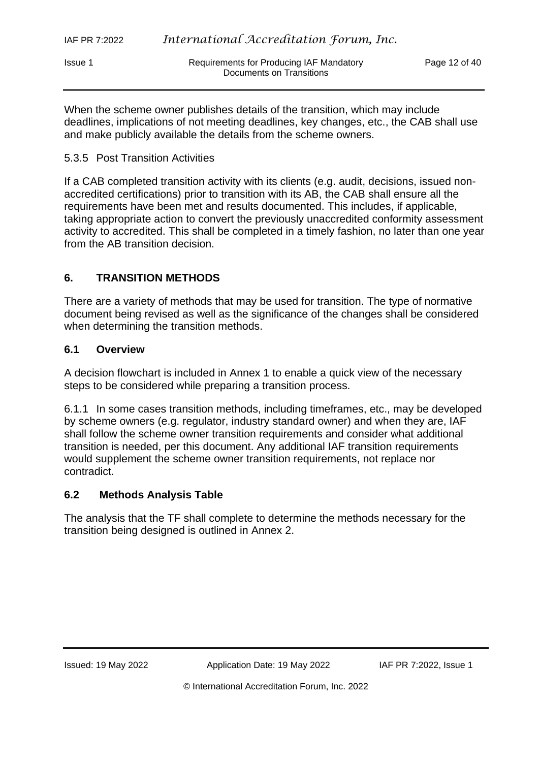When the scheme owner publishes details of the transition, which may include deadlines, implications of not meeting deadlines, key changes, etc., the CAB shall use and make publicly available the details from the scheme owners.

5.3.5 Post Transition Activities

If a CAB completed transition activity with its clients (e.g. audit, decisions, issued non-accredited certifications) prior to transition with its AB, the CAB shall ensure all the requirements have been met and results documented. This includes, if applicable, taking appropriate action to convert the previously unaccredited conformity assessment activity to accredited. This shall be completed in a timely fashion, no later than one year from the AB transition decision.

## 6. TRANSITION METHODS

There are a variety of methods that may be used for transition. The type of normative document being revised as well as the significance of the changes shall be considered when determining the transition methods.

### 6.1 Overview

A decision flowchart is included in Annex 1 to enable a quick view of the necessary steps to be considered while preparing a transition process.

6.1.1 In some cases transition methods, including timeframes, etc., may be developed by scheme owners (e.g. regulator, industry standard owner) and when they are, IAF shall follow the scheme owner transition requirements and consider what additional transition is needed, per this document. Any additional IAF transition requirements would supplement the scheme owner transition requirements, not replace nor contradict.

### 6.2 Methods Analysis Table

The analysis that the TF shall complete to determine the methods necessary for the transition being designed is outlined in Annex 2.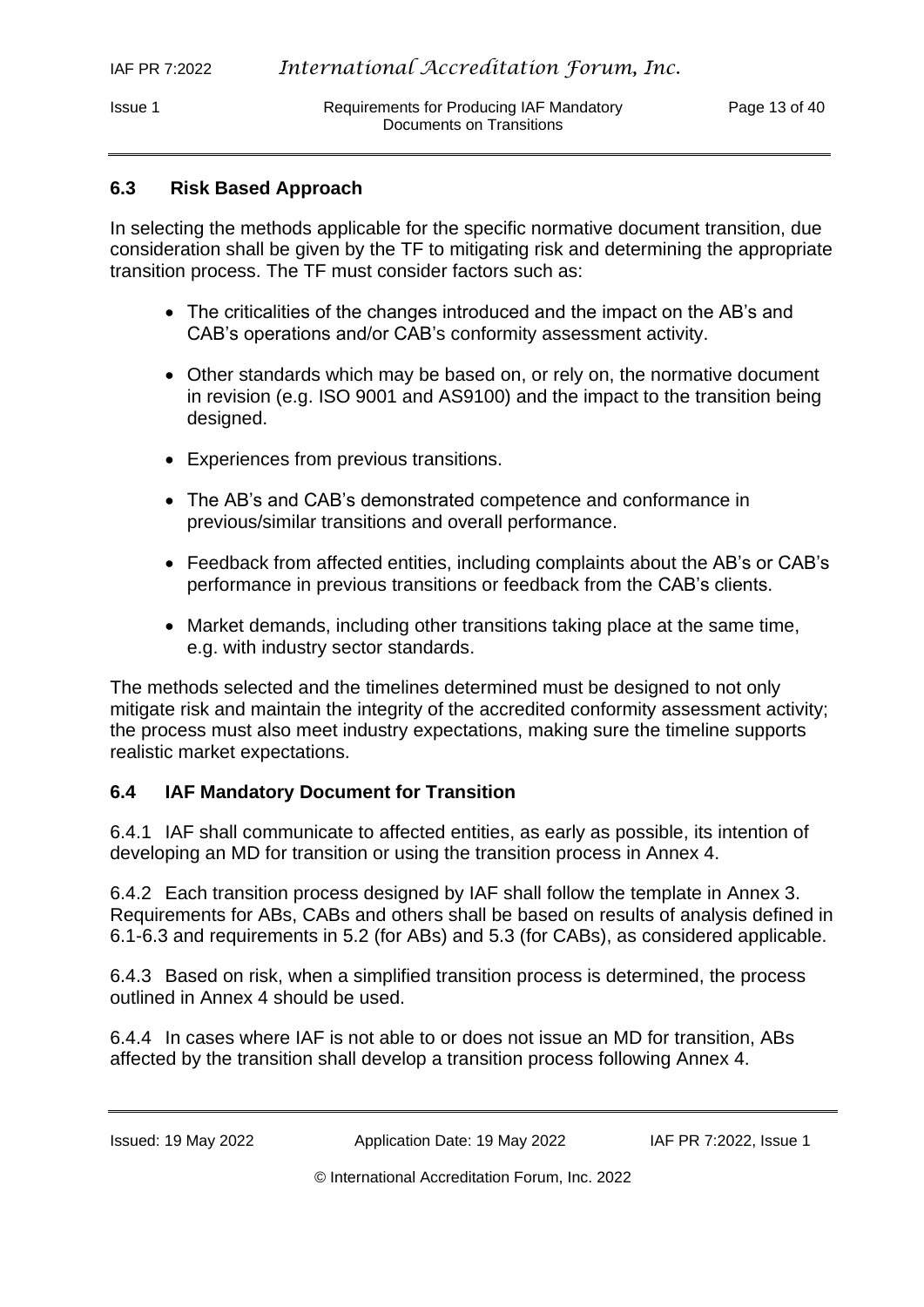## 6.3 Risk Based Approach

In selecting the methods applicable for the specific normative document transition, due consideration shall be given by the TF to mitigating risk and determining the appropriate transition process. The TF must consider factors such as:

- The criticalities of the changes introduced and the impact on the AB's and CAB's operations and/or CAB's conformity assessment activity.
- Other standards which may be based on, or rely on, the normative document in revision (e.g. ISO 9001 and AS9100) and the impact to the transition being designed.
- Experiences from previous transitions.
- The AB's and CAB's demonstrated competence and conformance in previous/similar transitions and overall performance.
- Feedback from affected entities, including complaints about the AB's or CAB's performance in previous transitions or feedback from the CAB's clients.
- Market demands, including other transitions taking place at the same time, e.g. with industry sector standards.

The methods selected and the timelines determined must be designed to not only mitigate risk and maintain the integrity of the accredited conformity assessment activity; the process must also meet industry expectations, making sure the timeline supports realistic market expectations.

## 6.4 IAF Mandatory Document for Transition

6.4.1 IAF shall communicate to affected entities, as early as possible, its intention of developing an MD for transition or using the transition process in Annex 4.

6.4.2 Each transition process designed by IAF shall follow the template in Annex 3. Requirements for ABs, CABs and others shall be based on results of analysis defined in 6.1-6.3 and requirements in 5.2 (for ABs) and 5.3 (for CABs), as considered applicable.

6.4.3 Based on risk, when a simplified transition process is determined, the process outlined in Annex 4 should be used.

6.4.4 In cases where IAF is not able to or does not issue an MD for transition, ABs affected by the transition shall develop a transition process following Annex 4.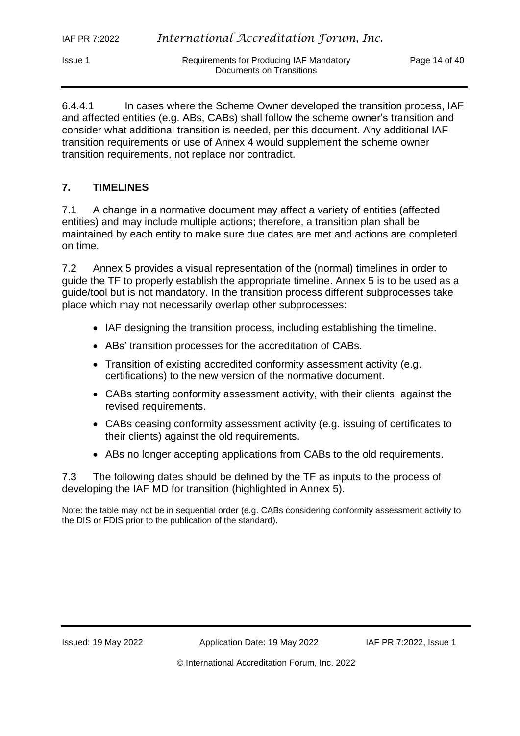6.4.4.1 In cases where the Scheme Owner developed the transition process, IAF and affected entities (e.g. ABs, CABs) shall follow the scheme owner's transition and consider what additional transition is needed, per this document. Any additional IAF transition requirements or use of Annex 4 would supplement the scheme owner transition requirements, not replace nor contradict.

## 7. TIMELINES

7.1 A change in a normative document may affect a variety of entities (affected entities) and may include multiple actions; therefore, a transition plan shall be maintained by each entity to make sure due dates are met and actions are completed on time.

7.2 Annex 5 provides a visual representation of the (normal) timelines in order to guide the TF to properly establish the appropriate timeline. Annex 5 is to be used as a guide/tool but is not mandatory. In the transition process different subprocesses take place which may not necessarily overlap other subprocesses:

- IAF designing the transition process, including establishing the timeline.
- ABs' transition processes for the accreditation of CABs.
- Transition of existing accredited conformity assessment activity (e.g. certifications) to the new version of the normative document.
- CABs starting conformity assessment activity, with their clients, against the revised requirements.
- CABs ceasing conformity assessment activity (e.g. issuing of certificates to their clients) against the old requirements.
- ABs no longer accepting applications from CABs to the old requirements.

7.3 The following dates should be defined by the TF as inputs to the process of developing the IAF MD for transition (highlighted in Annex 5).

Note: the table may not be in sequential order (e.g. CABs considering conformity assessment activity to the DIS or FDIS prior to the publication of the standard).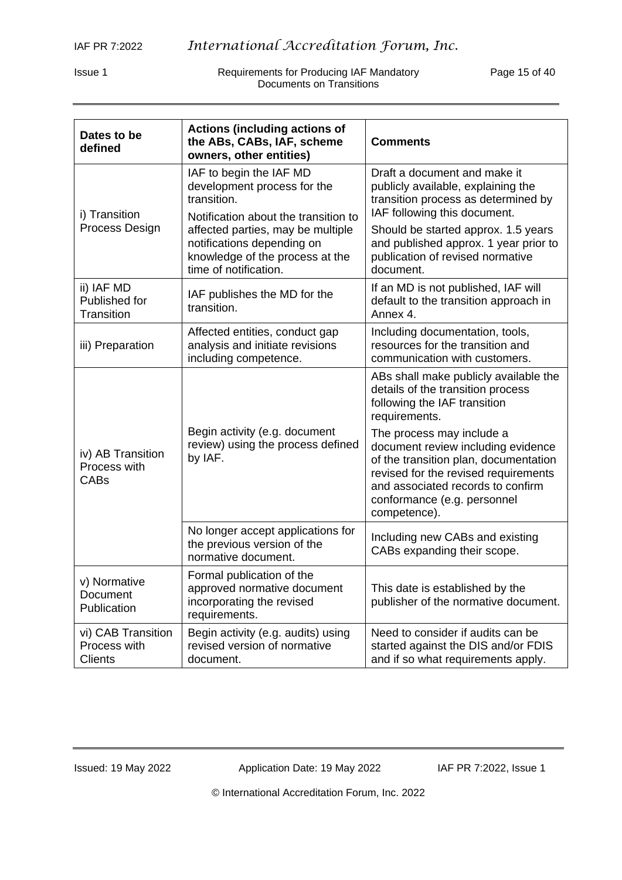| Dates to be defined | Actions (including actions of the ABs, CABs, IAF, scheme owners, other entities) | Comments |
|---|---|---|
| i) Transition Process Design | IAF to begin the IAF MD development process for the transition.<br><br>Notification about the transition to affected parties, may be multiple notifications depending on knowledge of the process at the time of notification. | Draft a document and make it publicly available, explaining the transition process as determined by IAF following this document.<br><br>Should be started approx. 1.5 years and published approx. 1 year prior to publication of revised normative document. |
| ii) IAF MD Published for Transition | IAF publishes the MD for the transition. | If an MD is not published, IAF will default to the transition approach in Annex 4. |
| iii) Preparation | Affected entities, conduct gap analysis and initiate revisions including competence. | Including documentation, tools, resources for the transition and communication with customers. |
| iv) AB Transition Process with CABs | Begin activity (e.g. document review) using the process defined by IAF. | ABs shall make publicly available the details of the transition process following the IAF transition requirements.<br><br>The process may include a document review including evidence of the transition plan, documentation revised for the revised requirements and associated records to confirm conformance (e.g. personnel competence). |
| | No longer accept applications for the previous version of the normative document. | Including new CABs and existing CABs expanding their scope. |
| v) Normative Document Publication | Formal publication of the approved normative document incorporating the revised requirements. | This date is established by the publisher of the normative document. |
| vi) CAB Transition Process with Clients | Begin activity (e.g. audits) using revised version of normative document. | Need to consider if audits can be started against the DIS and/or FDIS and if so what requirements apply. |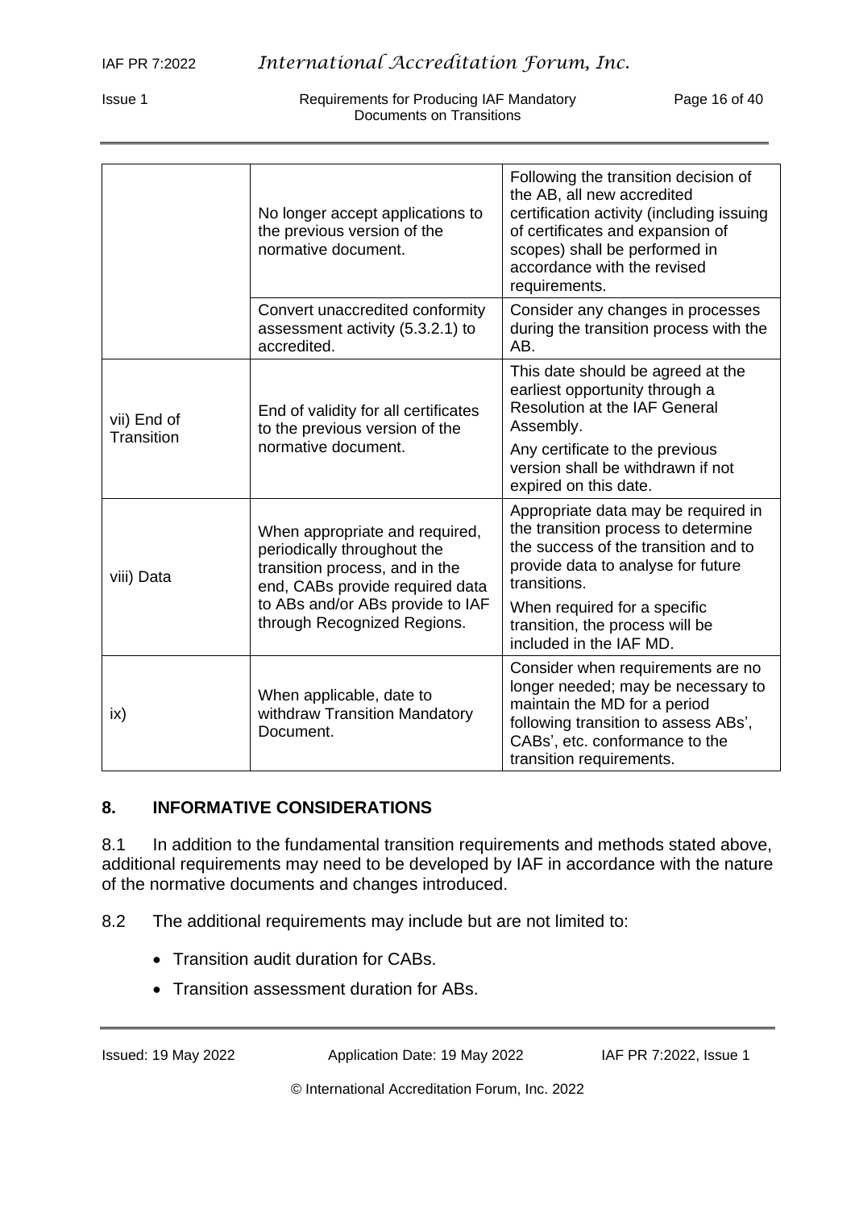| | | |
|---|---|---|
| | No longer accept applications to the previous version of the normative document. | Following the transition decision of the AB, all new accredited certification activity (including issuing of certificates and expansion of scopes) shall be performed in accordance with the revised requirements. |
| | Convert unaccredited conformity assessment activity (5.3.2.1) to accredited. | Consider any changes in processes during the transition process with the AB. |
| vii) End of Transition | End of validity for all certificates to the previous version of the normative document. | This date should be agreed at the earliest opportunity through a Resolution at the IAF General Assembly.<br>Any certificate to the previous version shall be withdrawn if not expired on this date. |
| viii) Data | When appropriate and required, periodically throughout the transition process, and in the end, CABs provide required data to ABs and/or ABs provide to IAF through Recognized Regions. | Appropriate data may be required in the transition process to determine the success of the transition and to provide data to analyse for future transitions.<br>When required for a specific transition, the process will be included in the IAF MD. |
| ix) | When applicable, date to withdraw Transition Mandatory Document. | Consider when requirements are no longer needed; may be necessary to maintain the MD for a period following transition to assess ABs', CABs', etc. conformance to the transition requirements. |

## 8. INFORMATIVE CONSIDERATIONS

8.1 In addition to the fundamental transition requirements and methods stated above, additional requirements may need to be developed by IAF in accordance with the nature of the normative documents and changes introduced.

8.2 The additional requirements may include but are not limited to:

- Transition audit duration for CABs.
- Transition assessment duration for ABs.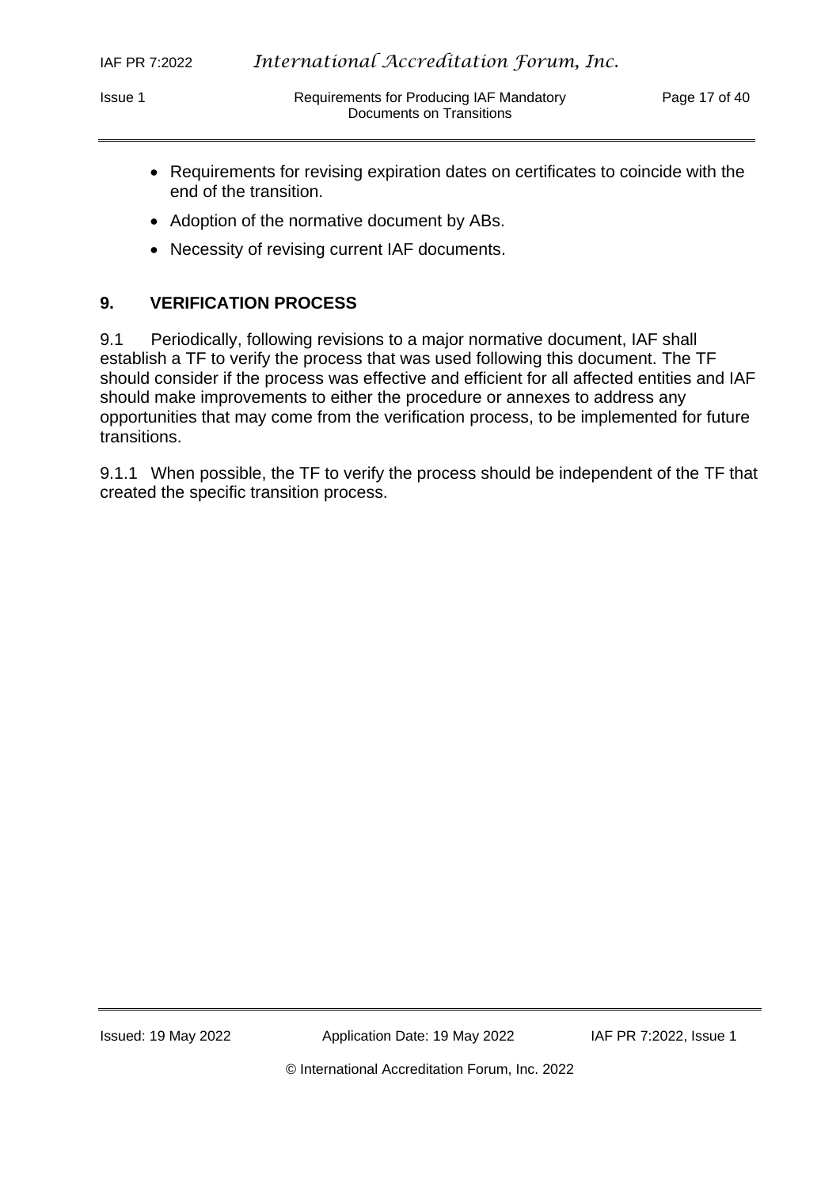- Requirements for revising expiration dates on certificates to coincide with the end of the transition.
- Adoption of the normative document by ABs.
- Necessity of revising current IAF documents.

## 9. VERIFICATION PROCESS

9.1 Periodically, following revisions to a major normative document, IAF shall establish a TF to verify the process that was used following this document. The TF should consider if the process was effective and efficient for all affected entities and IAF should make improvements to either the procedure or annexes to address any opportunities that may come from the verification process, to be implemented for future transitions.

9.1.1 When possible, the TF to verify the process should be independent of the TF that created the specific transition process.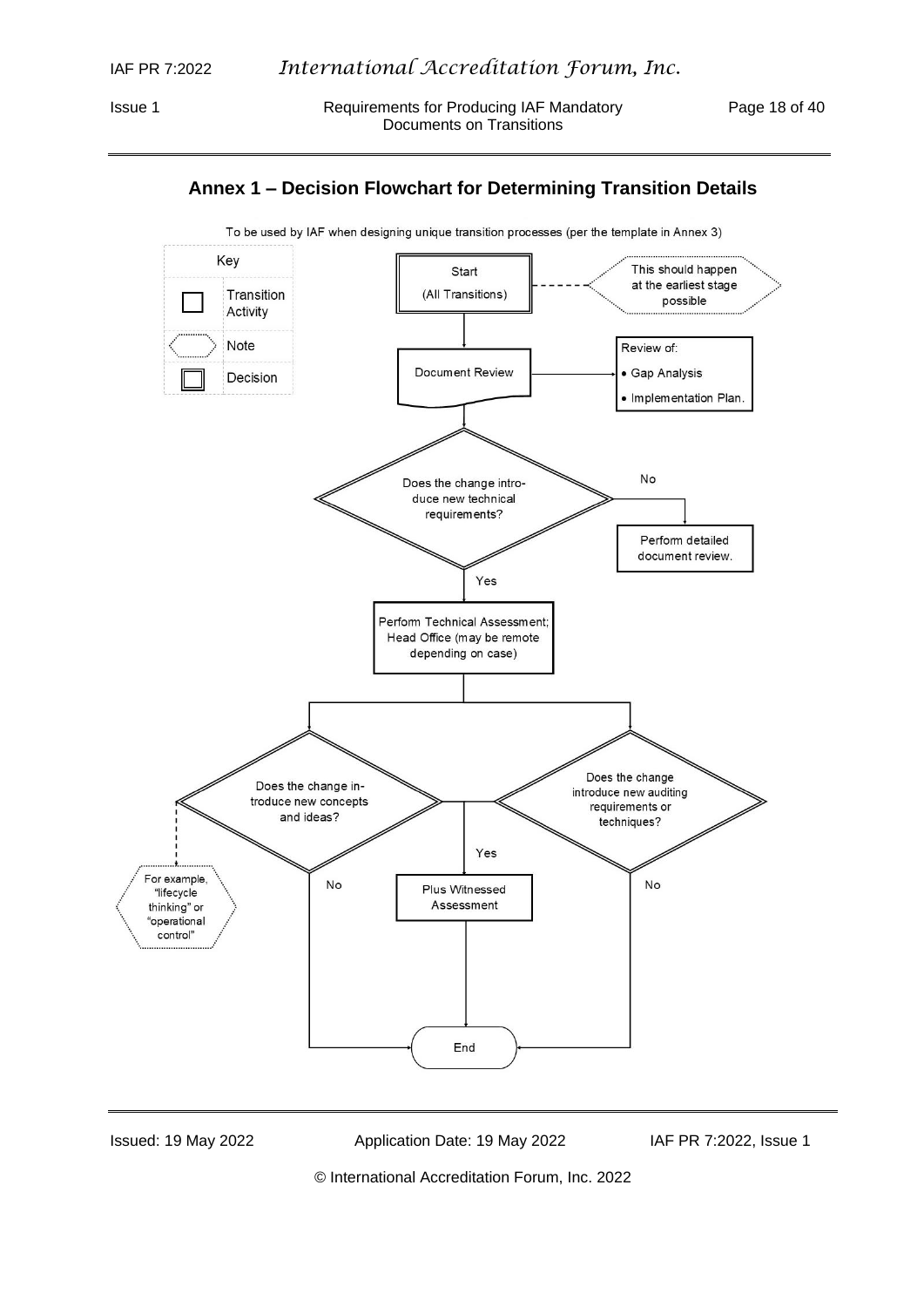## Annex 1 – Decision Flowchart for Determining Transition Details

To be used by IAF when designing unique transition processes (per the template in Annex 3)

Key:
- Transition Activity
- Note
- Decision

Start (All Transitions) — Note: This should happen at the earliest stage possible

Document Review → Review of:
- Gap Analysis
- Implementation Plan.

Does the change introduce new technical requirements?
- No → Perform detailed document review.
- Yes → Perform Technical Assessment; Head Office (may be remote depending on case)

Does the change introduce new concepts and ideas? — Note: For example, "lifecycle thinking" or "operational control"

Does the change introduce new auditing requirements or techniques?

- Yes → Plus Witnessed Assessment → End
- No → End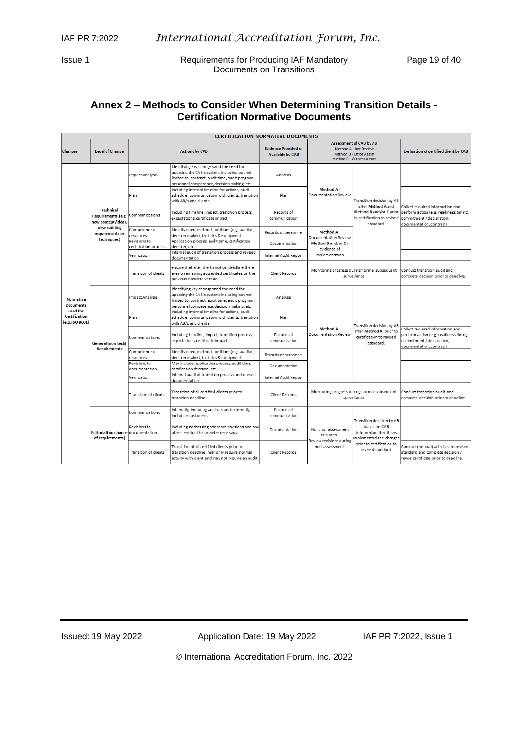## Annex 2 – Methods to Consider When Determining Transition Details - Certification Normative Documents

| CERTIFICATION NORMATIVE DOCUMENTS | | | | | | | |
|---|---|---|---|---|---|---|---|
| **Changes** | **Level of Change** | **Actions by CAB** | | **Evidence Provided or Available by CAB** | **Assessment of CAB by AB** Method A - Doc Review Method B - Office Assmt Method C - Witness Assmt | | **Evaluation of certified client by CAB** |
| Normative Documents used for Certification (e.g. ISO 9001) | Technical Requirements (e.g. new concept/ideas, new auditing requirements or techniques) | Impact Analysis | Identifying key changes and the need for updating the CAB's system; including but not limited to, contract, audit time, audit program, personnel competence, decision making, etc. | Analysis | Method A - Documentation Review | Transition decision by AB after Method A and Method B and/or C prior to certification to revised standard. | |
| | | Plan | Including internal timeline for actions, audit schedule, communication with clients, transition with AB/s and clients | Plan | | | |
| | | Communications | Including time line, impact, transition process, expectations, certificate impact | Records of communication | | | Collect required information and perform action (e.g. readiness timing, commitment / declaration, documentation, contract) |
| | | Competence of resources | Identify need, method, positions (e.g. auditor, decision maker), facilities & equipment. | Records of personnel | Method A - Documentation Review Method B and/or C - evidence of implementation | | |
| | | Revisions to certification process | Application process, audit time, certification decision, etc. | Documentation | | | |
| | | Verification | Internal audit of transition process and revised documentation | Internal Audit Report | | | |
| | | Transition of clients | ensure that after the transition deadline there are no remaining accredited certificates on the previous obsolete version | Client Records | Monitoring progress during normal subsequent surveillance | | Conduct transition audit and complete decision prior to deadline. |
| | General (non tech) Requirements | Impact Analysis | Identifying key changes and the need for updating the CAB's system; including but not limited to, contract, audit time, audit program, personnel competence, decision making, etc. | Analysis | Method A - Documentation Review | Transition decision by AB after Method A prior to certification to revised standard. | |
| | | Plan | Including internal timeline for actions, audit schedule, communication with clients, transition with AB/s and clients | Plan | | | |
| | | Communications | Including time line, impact, transition process, expectations, certificate impact | Records of communication | | | Collect required information and perform action (e.g. readiness timing, commitment / declaration, documentation, contract) |
| | | Competence of resources | Identify need, method, positions (e.g. auditor, decision maker), facilities & equipment. | Records of personnel | | | |
| | | Revisions to documentation | May include, application process, audit time, certification decision, etc. | Documentation | | | |
| | | Verification | Internal audit of transition process and revised documentation | Internal Audit Report | | | |
| | | Transition of clients | Transition of all certified clients prior to transition deadline | Client Records | Monitoring progress during normal subsequent surveillance | | Conduct transition audit and complete decision prior to deadline. |
| | Editorial (no change of requirements) | Communications | Internally, including auditors and externally, including customers. | Records of communication | No prior assessment required. Review revisions during next assessment. | Transition decision by AB based on CAB information that it has implemented the changes prior to certification to revised standard. | |
| | | Revisions to documentation | Including addressing reference revisions and any other revision that may be necessary. | Documentation | | | |
| | | Transition of clients | Transition of all certified clients prior to transition deadline, may only require normal activity with client and may not require an audit. | Client Records | | | Conduct (normal) activities to revised standard and complete decision / revise certificate prior to deadline. |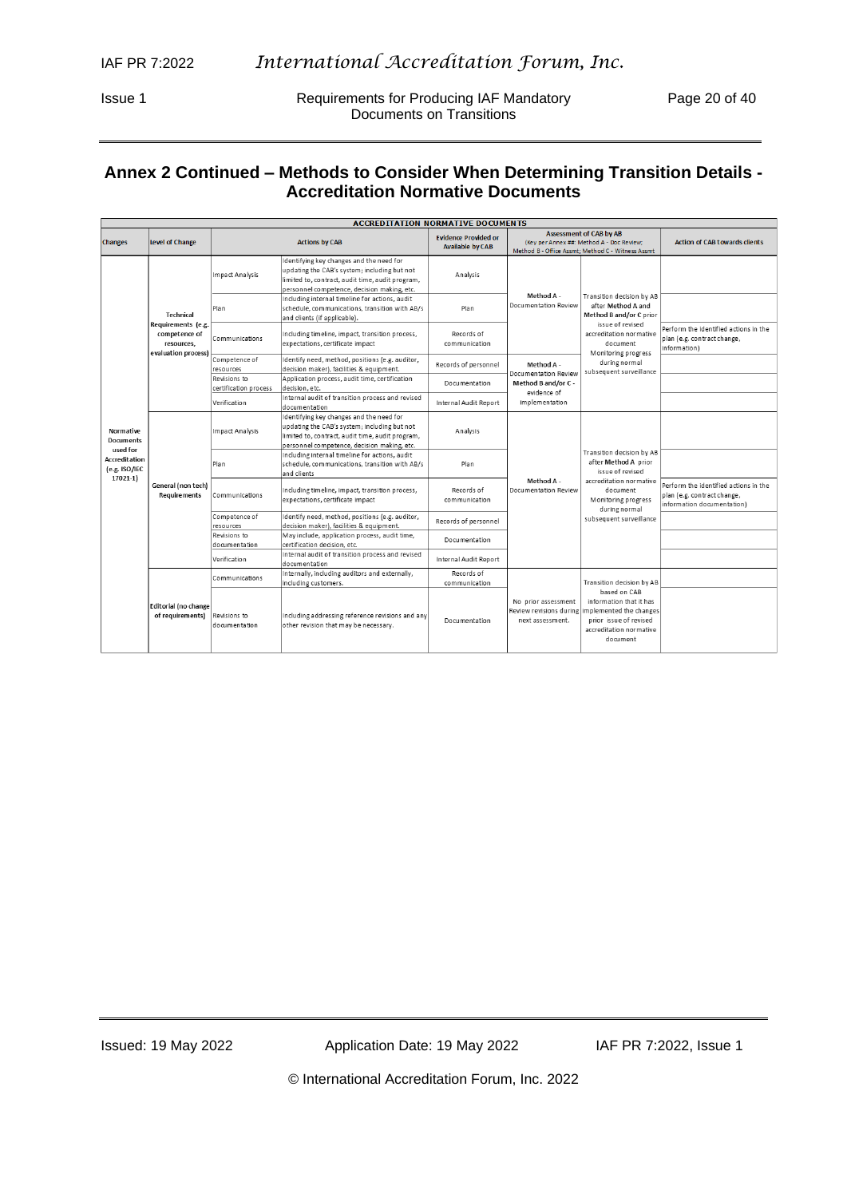## Annex 2 Continued – Methods to Consider When Determining Transition Details - Accreditation Normative Documents

| ACCREDITATION NORMATIVE DOCUMENTS | | | | | | | |
|---|---|---|---|---|---|---|---|
| **Changes** | **Level of Change** | **Actions by CAB** | | **Evidence Provided or Available by CAB** | **Assessment of CAB by AB** (Key per Annex ##: Method A - Doc Review; Method B - Office Assmt; Method C - Witness Assmt) | | **Action of CAB towards clients** |
| Normative Documents used for Accreditation (e.g. ISO/IEC 17021-1) | Technical Requirements (e.g. competence of resources, evaluation process) | Impact Analysis | Identifying key changes and the need for updating the CAB's system; including but not limited to, contract, audit time, audit program, personnel competence, decision making, etc. | Analysis | Method A - Documentation Review | Transition decision by AB after Method A and Method B and/or C prior issue of revised accreditation normative document Monitoring progress during normal subsequent surveillance | |
| | | Plan | Including internal timeline for actions, audit schedule, communications, transition with AB/s and clients (if applicable). | Plan | | | |
| | | Communications | Including timeline, impact, transition process, expectations, certificate impact | Records of communication | | | Perform the identified actions in the plan (e.g. contract change, information) |
| | | Competence of resources | Identify need, method, positions (e.g. auditor, decision maker), facilities & equipment. | Records of personnel | Method A - Documentation Review Method B and/or C - evidence of implementation | | |
| | | Revisions to certification process | Application process, audit time, certification decision, etc. | Documentation | | | |
| | | Verification | Internal audit of transition process and revised documentation | Internal Audit Report | | | |
| | General (non tech) Requirements | Impact Analysis | Identifying key changes and the need for updating the CAB's system; including but not limited to, contract, audit time, audit program, personnel competence, decision making, etc. | Analysis | Method A - Documentation Review | Transition decision by AB after Method A prior issue of revised accreditation normative document Monitoring progress during normal subsequent surveillance | |
| | | Plan | Including internal timeline for actions, audit schedule, communications, transition with AB/s and clients | Plan | | | |
| | | Communications | Including timeline, impact, transition process, expectations, certificate impact | Records of communication | | | Perform the identified actions in the plan (e.g. contract change, information documentation) |
| | | Competence of resources | Identify need, method, positions (e.g. auditor, decision maker), facilities & equipment. | Records of personnel | | | |
| | | Revisions to documentation | May include, application process, audit time, certification decision, etc. | Documentation | | | |
| | | Verification | Internal audit of transition process and revised documentation | Internal Audit Report | | | |
| | Editorial (no change of requirements) | Communications | Internally, including auditors and externally, including customers. | Records of communication | No prior assessment Review revisions during next assessment. | Transition decision by AB based on CAB information that it has implemented the changes prior issue of revised accreditation normative document | |
| | | Revisions to documentation | Including addressing reference revisions and any other revision that may be necessary. | Documentation | | | |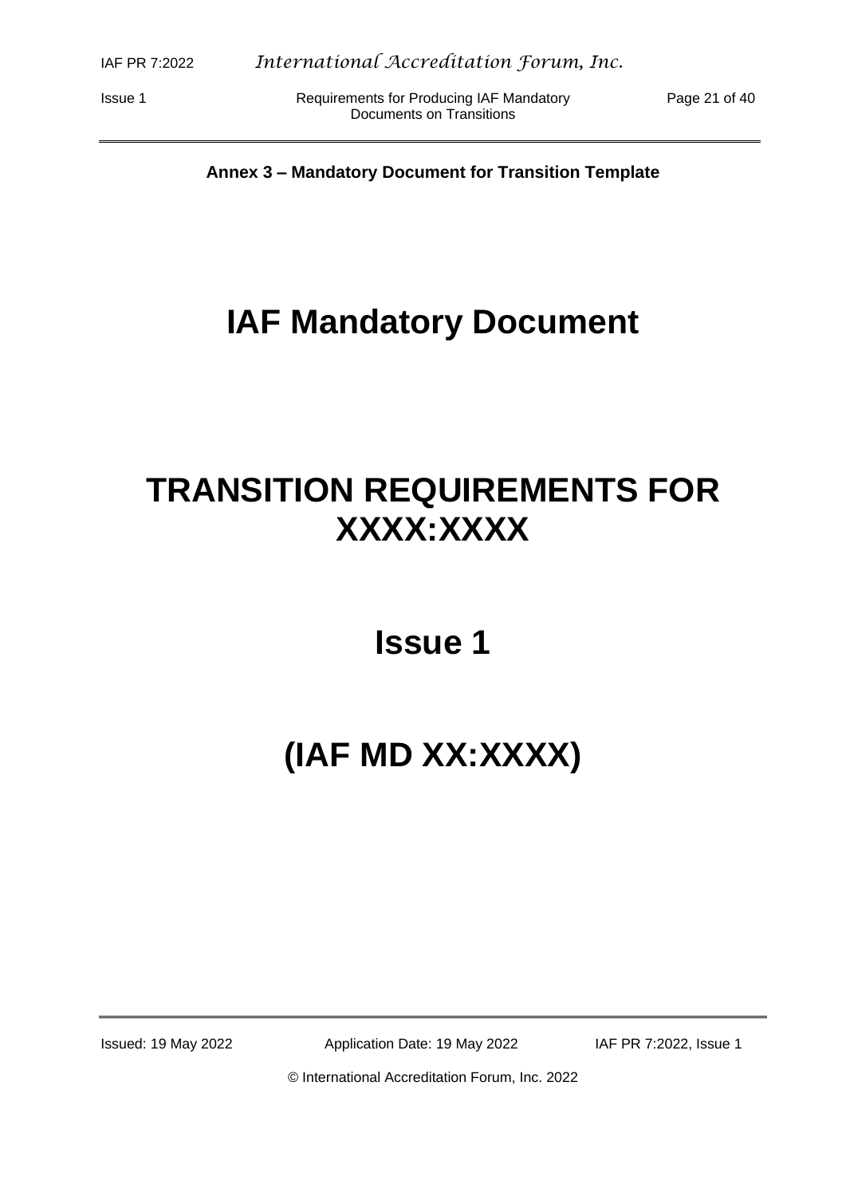**Annex 3 – Mandatory Document for Transition Template**

# IAF Mandatory Document

# TRANSITION REQUIREMENTS FOR XXXX:XXXX

## Issue 1

# (IAF MD XX:XXXX)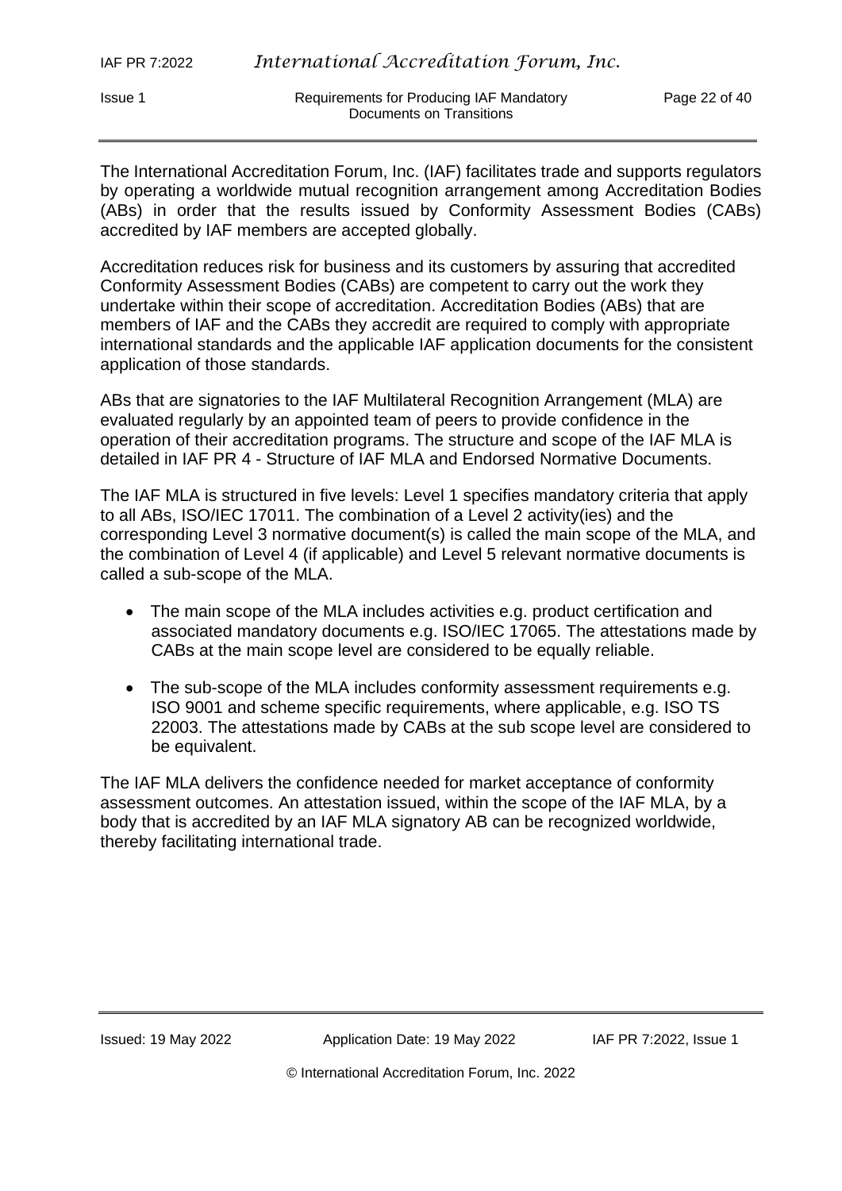The International Accreditation Forum, Inc. (IAF) facilitates trade and supports regulators by operating a worldwide mutual recognition arrangement among Accreditation Bodies (ABs) in order that the results issued by Conformity Assessment Bodies (CABs) accredited by IAF members are accepted globally.

Accreditation reduces risk for business and its customers by assuring that accredited Conformity Assessment Bodies (CABs) are competent to carry out the work they undertake within their scope of accreditation. Accreditation Bodies (ABs) that are members of IAF and the CABs they accredit are required to comply with appropriate international standards and the applicable IAF application documents for the consistent application of those standards.

ABs that are signatories to the IAF Multilateral Recognition Arrangement (MLA) are evaluated regularly by an appointed team of peers to provide confidence in the operation of their accreditation programs. The structure and scope of the IAF MLA is detailed in IAF PR 4 - Structure of IAF MLA and Endorsed Normative Documents.

The IAF MLA is structured in five levels: Level 1 specifies mandatory criteria that apply to all ABs, ISO/IEC 17011. The combination of a Level 2 activity(ies) and the corresponding Level 3 normative document(s) is called the main scope of the MLA, and the combination of Level 4 (if applicable) and Level 5 relevant normative documents is called a sub-scope of the MLA.

- The main scope of the MLA includes activities e.g. product certification and associated mandatory documents e.g. ISO/IEC 17065. The attestations made by CABs at the main scope level are considered to be equally reliable.
- The sub-scope of the MLA includes conformity assessment requirements e.g. ISO 9001 and scheme specific requirements, where applicable, e.g. ISO TS 22003. The attestations made by CABs at the sub scope level are considered to be equivalent.

The IAF MLA delivers the confidence needed for market acceptance of conformity assessment outcomes. An attestation issued, within the scope of the IAF MLA, by a body that is accredited by an IAF MLA signatory AB can be recognized worldwide, thereby facilitating international trade.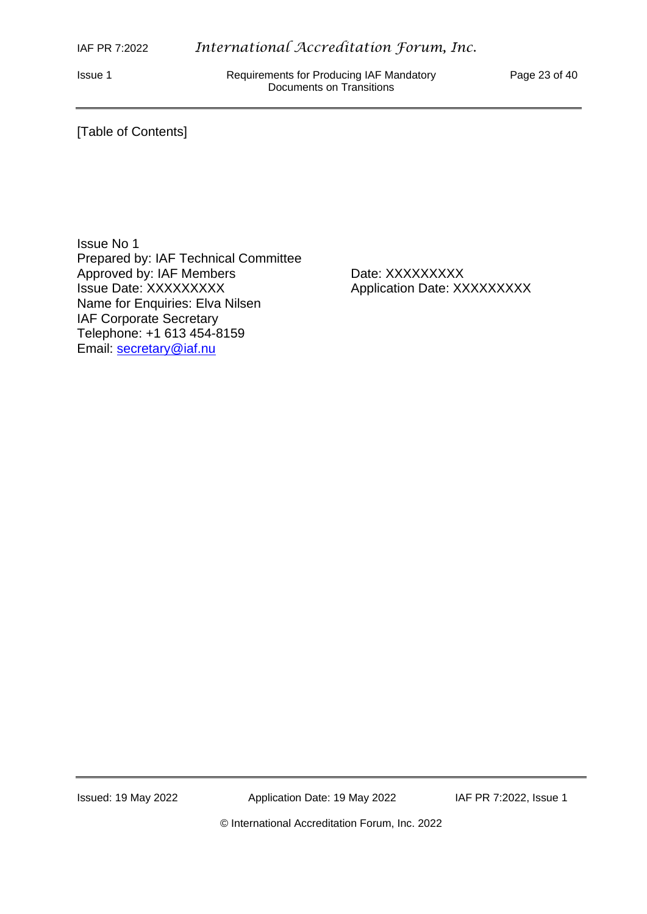[Table of Contents]

Issue No 1
Prepared by: IAF Technical Committee
Approved by: IAF Members
Issue Date: XXXXXXXXX
Name for Enquiries: Elva Nilsen
IAF Corporate Secretary
Telephone: +1 613 454-8159
Email: secretary@iaf.nu

Date: XXXXXXXXX
Application Date: XXXXXXXXX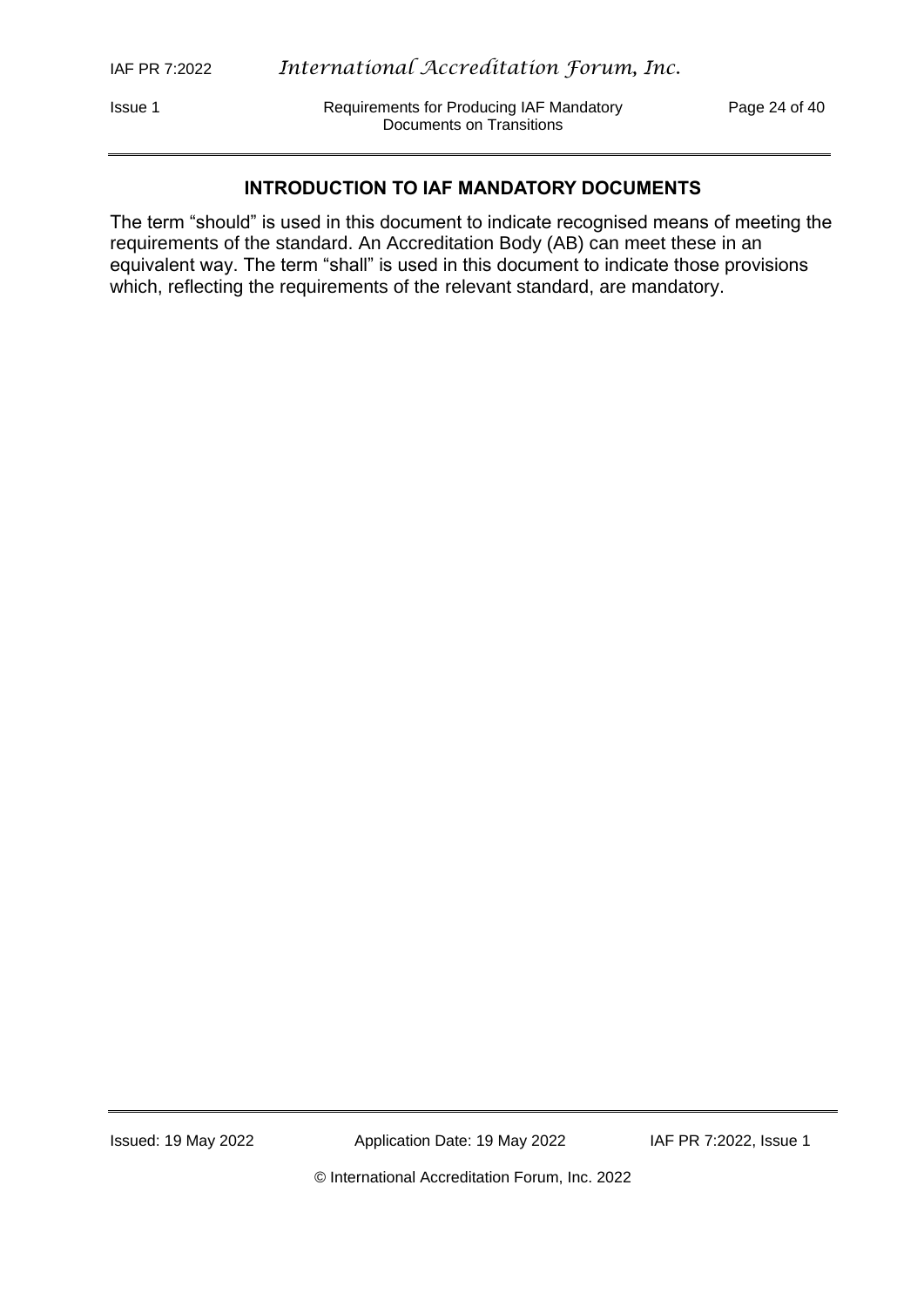## INTRODUCTION TO IAF MANDATORY DOCUMENTS

The term "should" is used in this document to indicate recognised means of meeting the requirements of the standard. An Accreditation Body (AB) can meet these in an equivalent way. The term "shall" is used in this document to indicate those provisions which, reflecting the requirements of the relevant standard, are mandatory.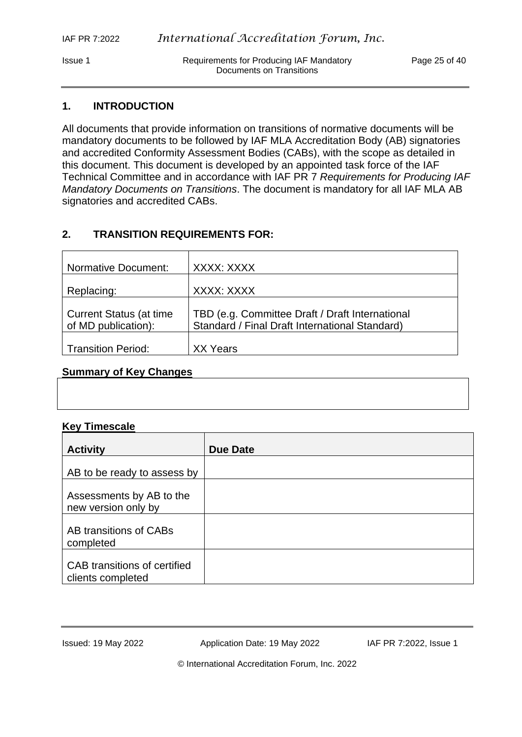## 1. INTRODUCTION

All documents that provide information on transitions of normative documents will be mandatory documents to be followed by IAF MLA Accreditation Body (AB) signatories and accredited Conformity Assessment Bodies (CABs), with the scope as detailed in this document. This document is developed by an appointed task force of the IAF Technical Committee and in accordance with IAF PR 7 *Requirements for Producing IAF Mandatory Documents on Transitions*. The document is mandatory for all IAF MLA AB signatories and accredited CABs.

## 2. TRANSITION REQUIREMENTS FOR:

| | |
|---|---|
| Normative Document: | XXXX: XXXX |
| Replacing: | XXXX: XXXX |
| Current Status (at time of MD publication): | TBD (e.g. Committee Draft / Draft International Standard / Final Draft International Standard) |
| Transition Period: | XX Years |

**Summary of Key Changes**

| |
|---|
| |

**Key Timescale**

| Activity | Due Date |
|---|---|
| AB to be ready to assess by | |
| Assessments by AB to the new version only by | |
| AB transitions of CABs completed | |
| CAB transitions of certified clients completed | |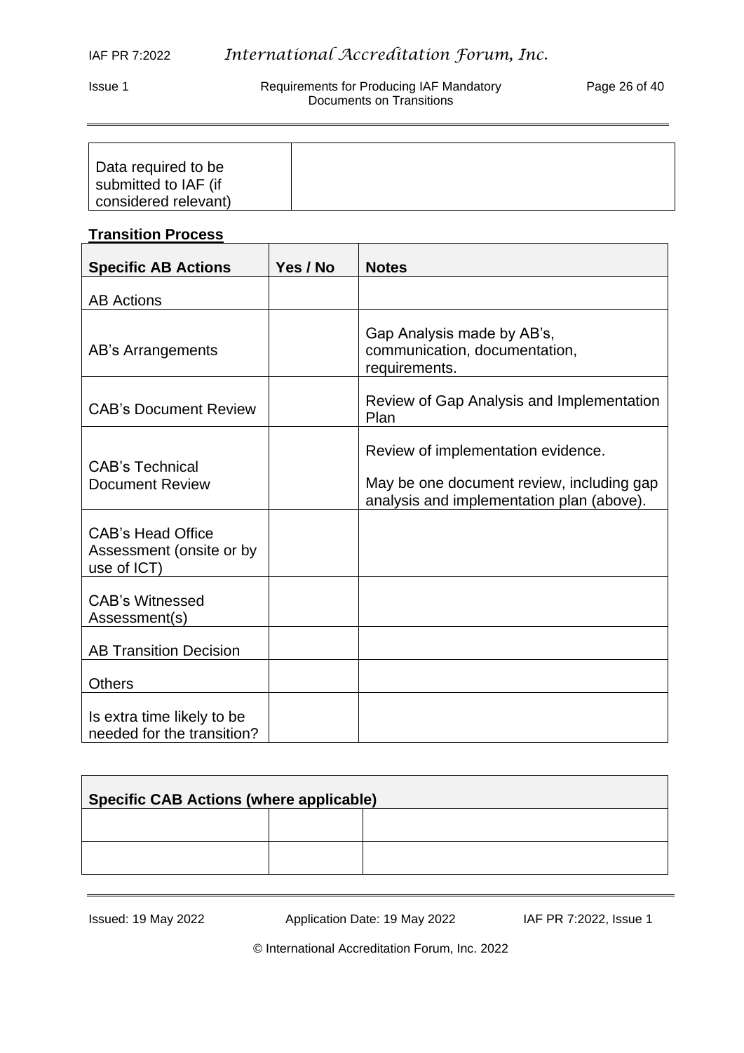| Data required to be submitted to IAF (if considered relevant) | |
|---|---|

**Transition Process**

| Specific AB Actions | Yes / No | Notes |
|---|---|---|
| AB Actions | | |
| AB's Arrangements | | Gap Analysis made by AB's, communication, documentation, requirements. |
| CAB's Document Review | | Review of Gap Analysis and Implementation Plan |
| CAB's Technical Document Review | | Review of implementation evidence.<br><br>May be one document review, including gap analysis and implementation plan (above). |
| CAB's Head Office Assessment (onsite or by use of ICT) | | |
| CAB's Witnessed Assessment(s) | | |
| AB Transition Decision | | |
| Others | | |
| Is extra time likely to be needed for the transition? | | |

| Specific CAB Actions (where applicable) | | |
|---|---|---|
| | | |
| | | |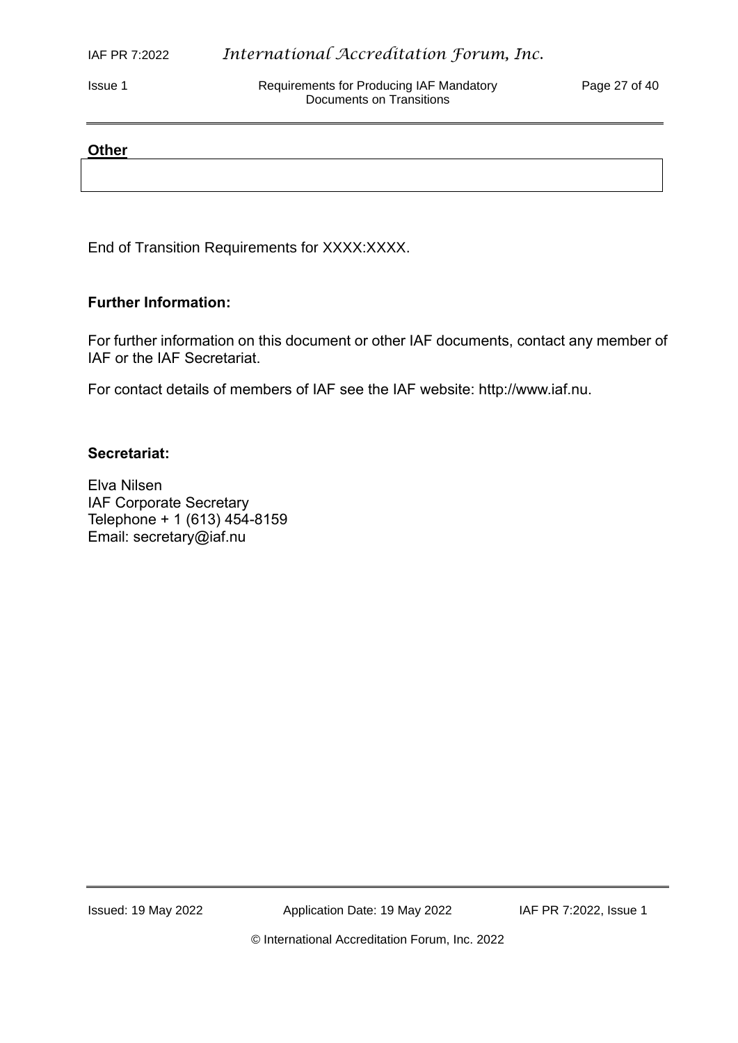**Other**

| |
|---|
| |

End of Transition Requirements for XXXX:XXXX.

**Further Information:**

For further information on this document or other IAF documents, contact any member of IAF or the IAF Secretariat.

For contact details of members of IAF see the IAF website: http://www.iaf.nu.

**Secretariat:**

Elva Nilsen
IAF Corporate Secretary
Telephone + 1 (613) 454-8159
Email: secretary@iaf.nu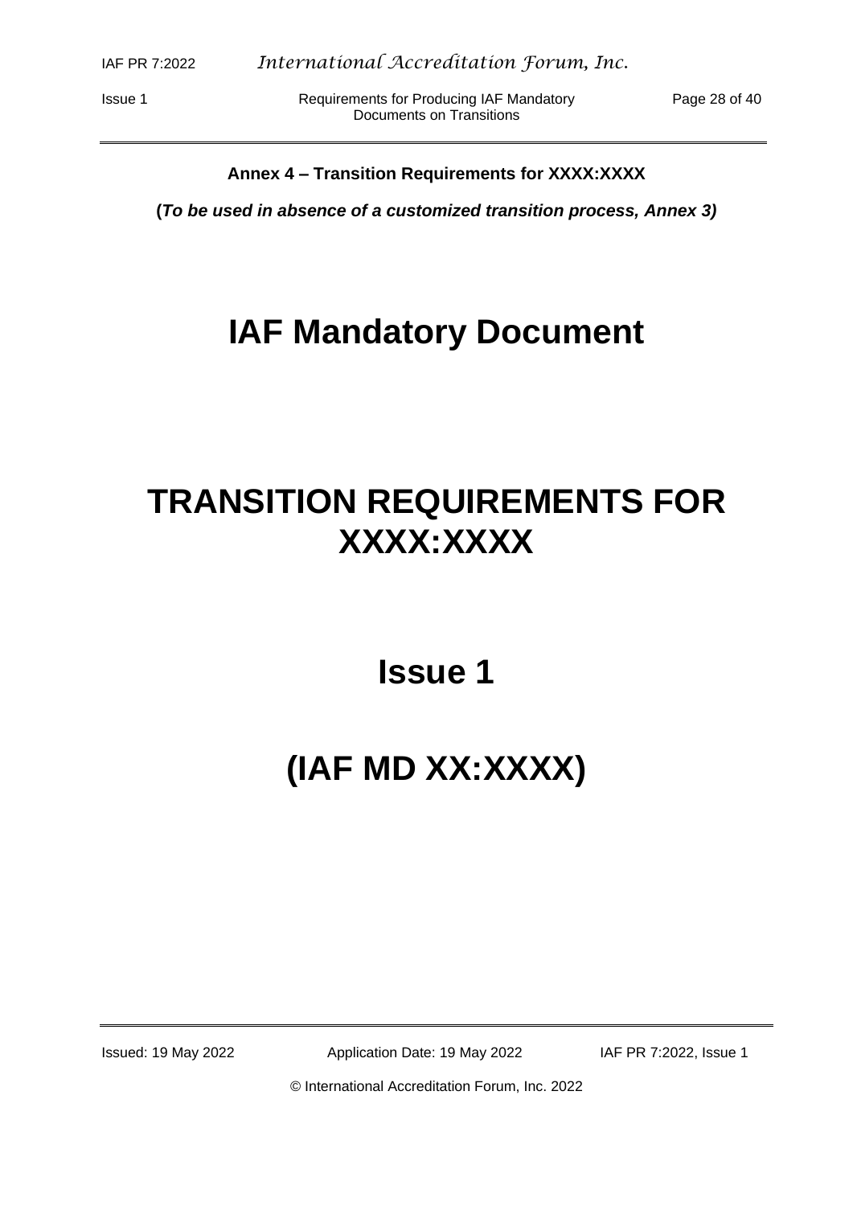**Annex 4 – Transition Requirements for XXXX:XXXX**

**(*To be used in absence of a customized transition process, Annex 3)***

# IAF Mandatory Document

# TRANSITION REQUIREMENTS FOR XXXX:XXXX

## Issue 1

# (IAF MD XX:XXXX)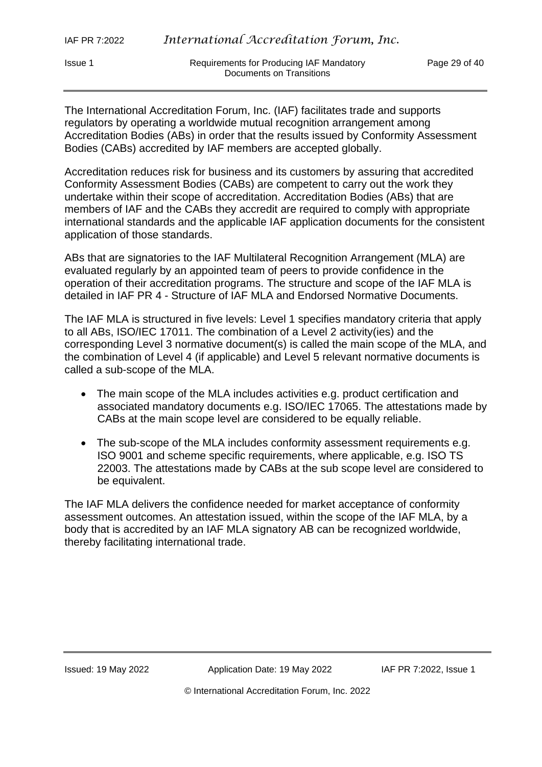The International Accreditation Forum, Inc. (IAF) facilitates trade and supports regulators by operating a worldwide mutual recognition arrangement among Accreditation Bodies (ABs) in order that the results issued by Conformity Assessment Bodies (CABs) accredited by IAF members are accepted globally.

Accreditation reduces risk for business and its customers by assuring that accredited Conformity Assessment Bodies (CABs) are competent to carry out the work they undertake within their scope of accreditation. Accreditation Bodies (ABs) that are members of IAF and the CABs they accredit are required to comply with appropriate international standards and the applicable IAF application documents for the consistent application of those standards.

ABs that are signatories to the IAF Multilateral Recognition Arrangement (MLA) are evaluated regularly by an appointed team of peers to provide confidence in the operation of their accreditation programs. The structure and scope of the IAF MLA is detailed in IAF PR 4 - Structure of IAF MLA and Endorsed Normative Documents.

The IAF MLA is structured in five levels: Level 1 specifies mandatory criteria that apply to all ABs, ISO/IEC 17011. The combination of a Level 2 activity(ies) and the corresponding Level 3 normative document(s) is called the main scope of the MLA, and the combination of Level 4 (if applicable) and Level 5 relevant normative documents is called a sub-scope of the MLA.

- The main scope of the MLA includes activities e.g. product certification and associated mandatory documents e.g. ISO/IEC 17065. The attestations made by CABs at the main scope level are considered to be equally reliable.
- The sub-scope of the MLA includes conformity assessment requirements e.g. ISO 9001 and scheme specific requirements, where applicable, e.g. ISO TS 22003. The attestations made by CABs at the sub scope level are considered to be equivalent.

The IAF MLA delivers the confidence needed for market acceptance of conformity assessment outcomes. An attestation issued, within the scope of the IAF MLA, by a body that is accredited by an IAF MLA signatory AB can be recognized worldwide, thereby facilitating international trade.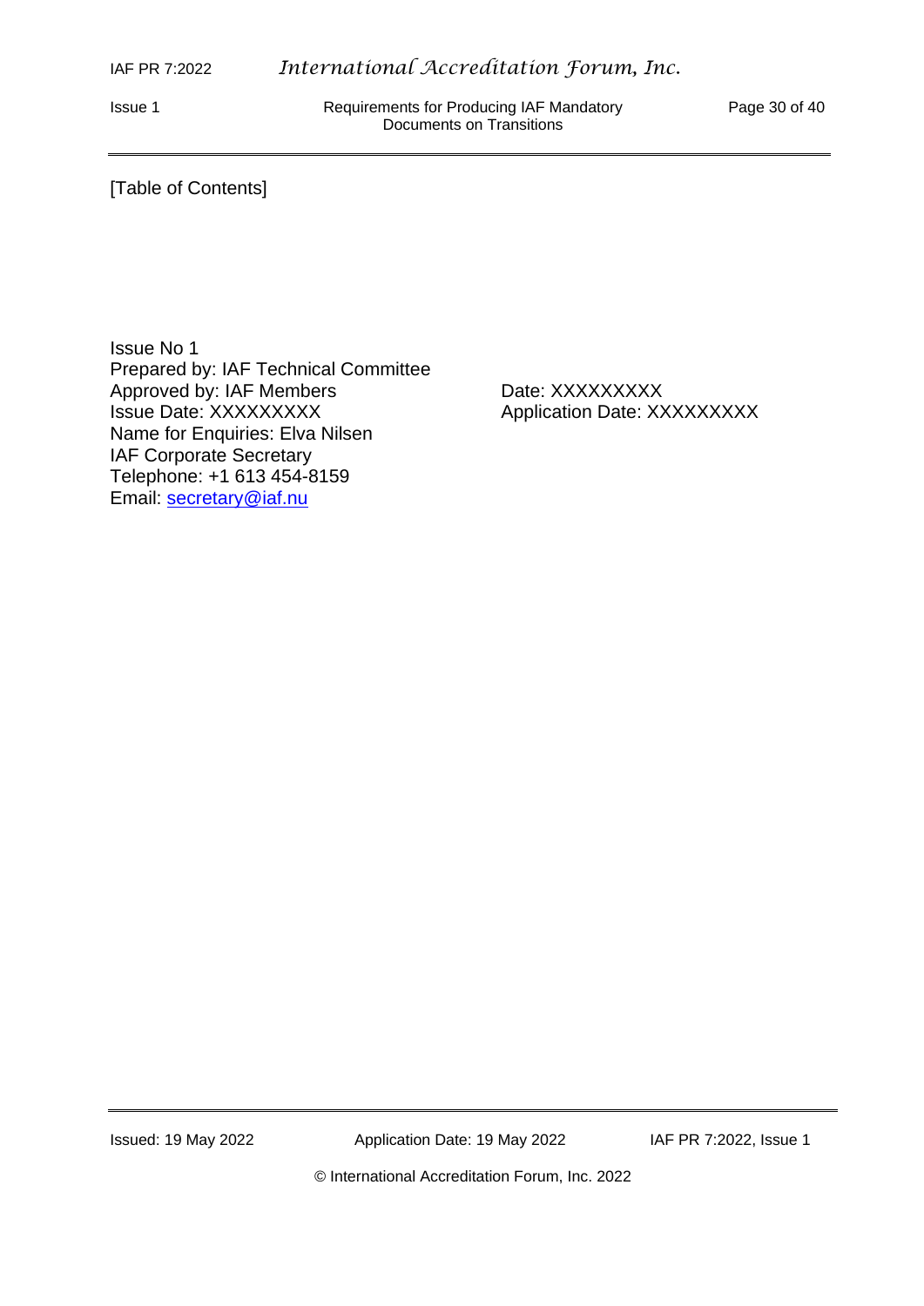[Table of Contents]

Issue No 1
Prepared by: IAF Technical Committee
Approved by: IAF Members
Issue Date: XXXXXXXXX
Name for Enquiries: Elva Nilsen
IAF Corporate Secretary
Telephone: +1 613 454-8159
Email: secretary@iaf.nu

Date: XXXXXXXXX
Application Date: XXXXXXXXX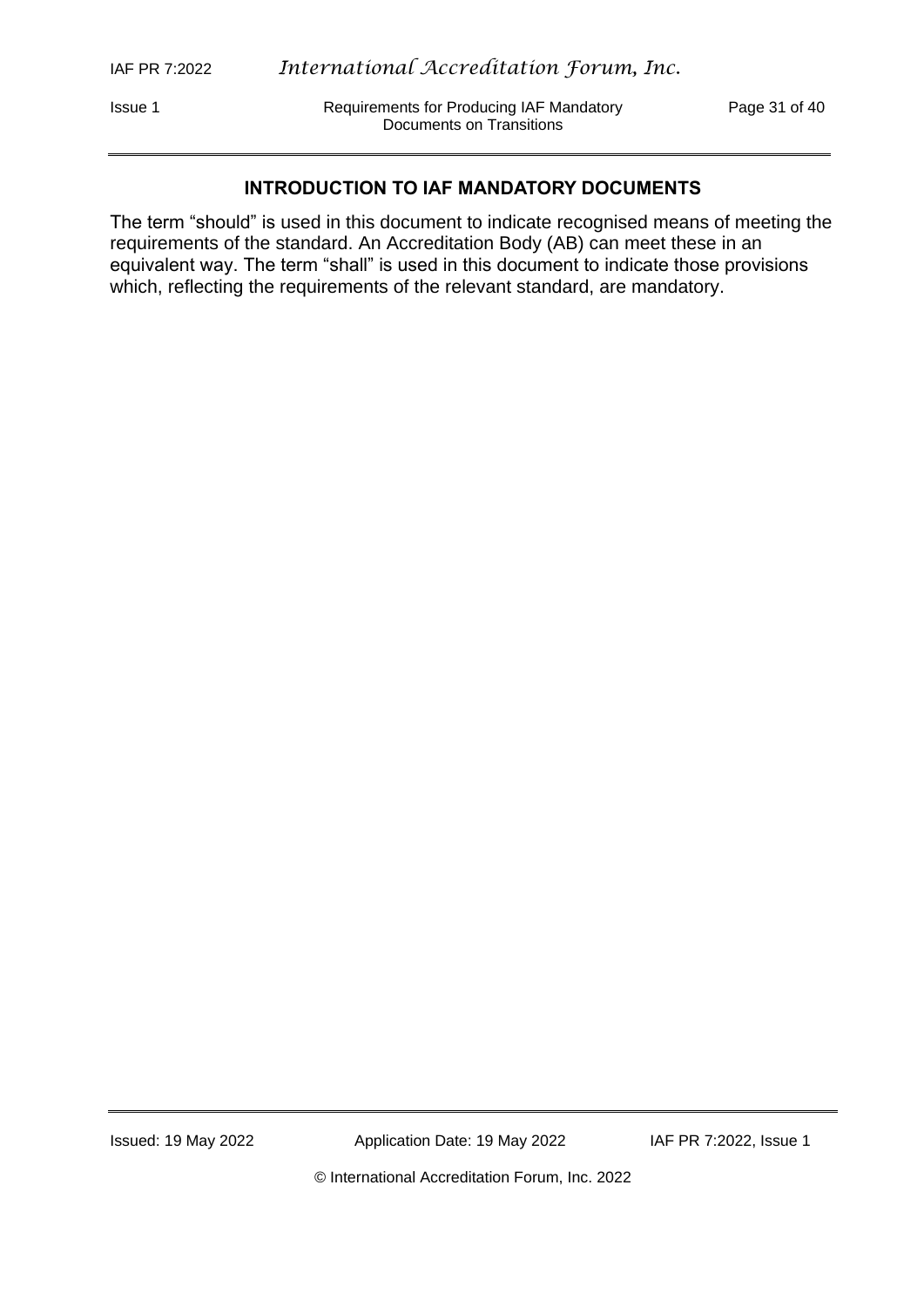## INTRODUCTION TO IAF MANDATORY DOCUMENTS

The term "should" is used in this document to indicate recognised means of meeting the requirements of the standard. An Accreditation Body (AB) can meet these in an equivalent way. The term "shall" is used in this document to indicate those provisions which, reflecting the requirements of the relevant standard, are mandatory.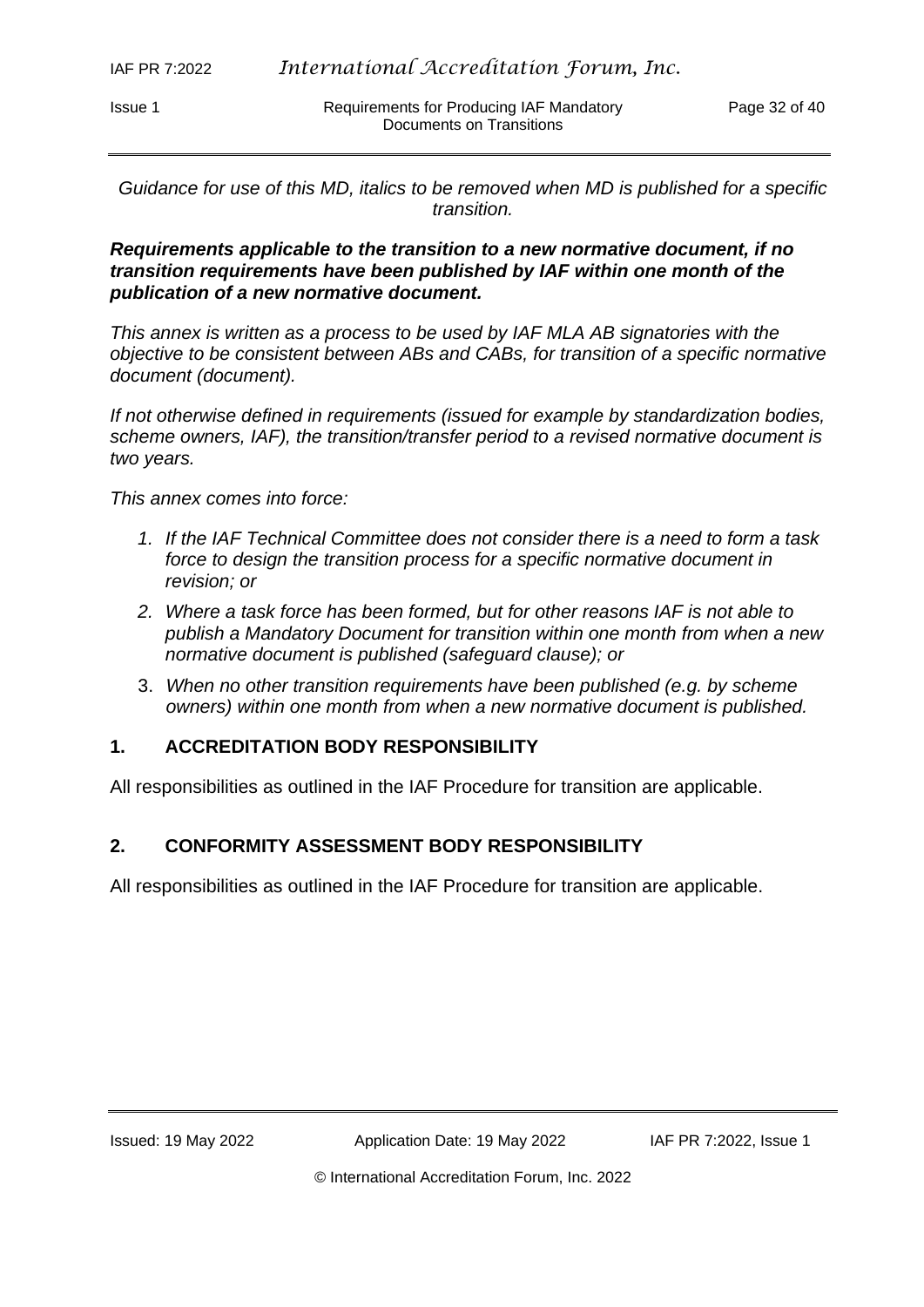*Guidance for use of this MD, italics to be removed when MD is published for a specific transition.*

***Requirements applicable to the transition to a new normative document, if no transition requirements have been published by IAF within one month of the publication of a new normative document.***

*This annex is written as a process to be used by IAF MLA AB signatories with the objective to be consistent between ABs and CABs, for transition of a specific normative document (document).*

*If not otherwise defined in requirements (issued for example by standardization bodies, scheme owners, IAF), the transition/transfer period to a revised normative document is two years.*

*This annex comes into force:*

1. *If the IAF Technical Committee does not consider there is a need to form a task force to design the transition process for a specific normative document in revision; or*
2. *Where a task force has been formed, but for other reasons IAF is not able to publish a Mandatory Document for transition within one month from when a new normative document is published (safeguard clause); or*
3. *When no other transition requirements have been published (e.g. by scheme owners) within one month from when a new normative document is published.*

## 1. ACCREDITATION BODY RESPONSIBILITY

All responsibilities as outlined in the IAF Procedure for transition are applicable.

## 2. CONFORMITY ASSESSMENT BODY RESPONSIBILITY

All responsibilities as outlined in the IAF Procedure for transition are applicable.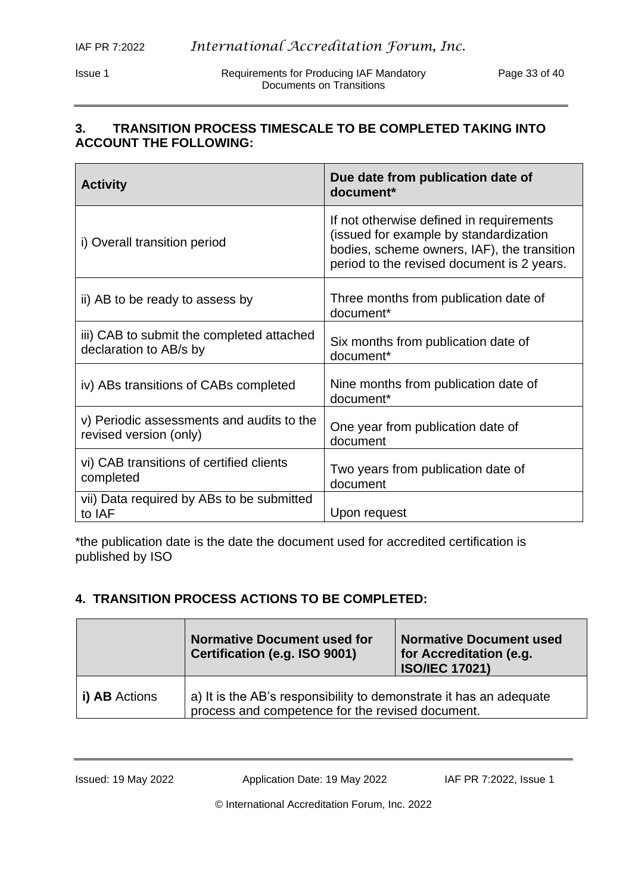## 3. TRANSITION PROCESS TIMESCALE TO BE COMPLETED TAKING INTO ACCOUNT THE FOLLOWING:

| Activity | Due date from publication date of document* |
|---|---|
| i) Overall transition period | If not otherwise defined in requirements (issued for example by standardization bodies, scheme owners, IAF), the transition period to the revised document is 2 years. |
| ii) AB to be ready to assess by | Three months from publication date of document* |
| iii) CAB to submit the completed attached declaration to AB/s by | Six months from publication date of document* |
| iv) ABs transitions of CABs completed | Nine months from publication date of document* |
| v) Periodic assessments and audits to the revised version (only) | One year from publication date of document |
| vi) CAB transitions of certified clients completed | Two years from publication date of document |
| vii) Data required by ABs to be submitted to IAF | Upon request |

*the publication date is the date the document used for accredited certification is published by ISO

## 4. TRANSITION PROCESS ACTIONS TO BE COMPLETED:

| | Normative Document used for Certification (e.g. ISO 9001) | Normative Document used for Accreditation (e.g. ISO/IEC 17021) |
|---|---|---|
| **i) AB** Actions | a) It is the AB's responsibility to demonstrate it has an adequate process and competence for the revised document. | |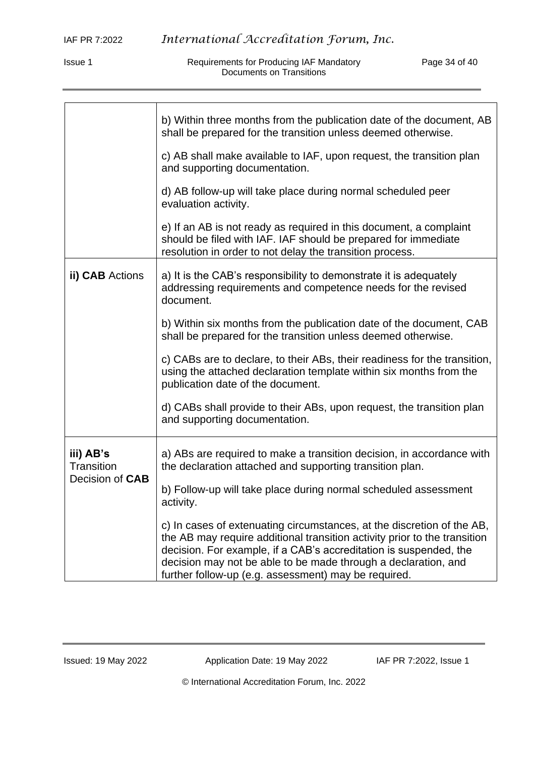| | |
|---|---|
| | b) Within three months from the publication date of the document, AB shall be prepared for the transition unless deemed otherwise.<br><br>c) AB shall make available to IAF, upon request, the transition plan and supporting documentation.<br><br>d) AB follow-up will take place during normal scheduled peer evaluation activity.<br><br>e) If an AB is not ready as required in this document, a complaint should be filed with IAF. IAF should be prepared for immediate resolution in order to not delay the transition process. |
| **ii) CAB** Actions | a) It is the CAB's responsibility to demonstrate it is adequately addressing requirements and competence needs for the revised document.<br><br>b) Within six months from the publication date of the document, CAB shall be prepared for the transition unless deemed otherwise.<br><br>c) CABs are to declare, to their ABs, their readiness for the transition, using the attached declaration template within six months from the publication date of the document.<br><br>d) CABs shall provide to their ABs, upon request, the transition plan and supporting documentation. |
| **iii) AB's** Transition Decision of **CAB** | a) ABs are required to make a transition decision, in accordance with the declaration attached and supporting transition plan.<br><br>b) Follow-up will take place during normal scheduled assessment activity.<br><br>c) In cases of extenuating circumstances, at the discretion of the AB, the AB may require additional transition activity prior to the transition decision. For example, if a CAB's accreditation is suspended, the decision may not be able to be made through a declaration, and further follow-up (e.g. assessment) may be required. |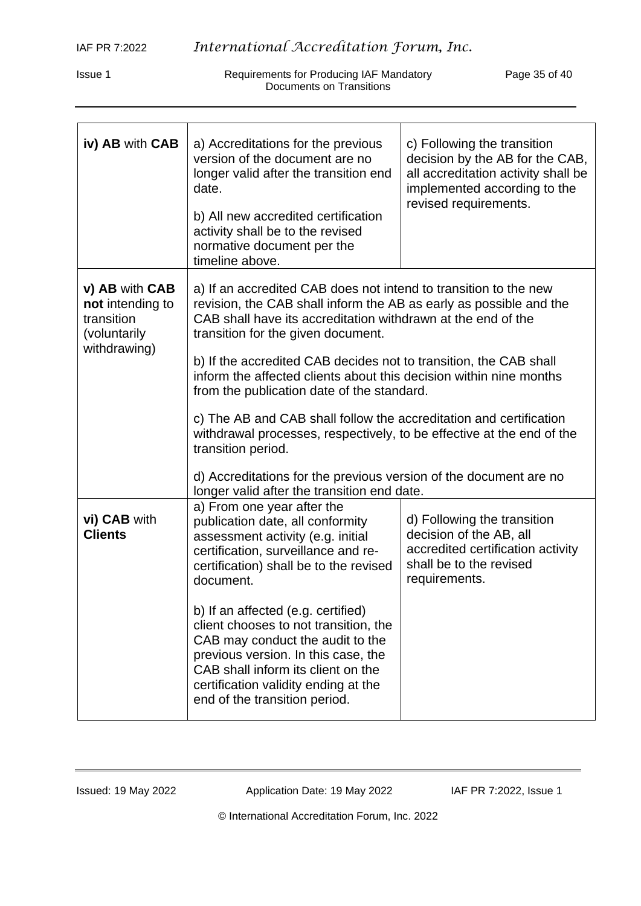| | | |
|---|---|---|
| **iv) AB** with **CAB** | a) Accreditations for the previous version of the document are no longer valid after the transition end date.<br><br>b) All new accredited certification activity shall be to the revised normative document per the timeline above. | c) Following the transition decision by the AB for the CAB, all accreditation activity shall be implemented according to the revised requirements. |
| **v) AB** with **CAB not** intending to transition (voluntarily withdrawing) | a) If an accredited CAB does not intend to transition to the new revision, the CAB shall inform the AB as early as possible and the CAB shall have its accreditation withdrawn at the end of the transition for the given document.<br><br>b) If the accredited CAB decides not to transition, the CAB shall inform the affected clients about this decision within nine months from the publication date of the standard.<br><br>c) The AB and CAB shall follow the accreditation and certification withdrawal processes, respectively, to be effective at the end of the transition period.<br><br>d) Accreditations for the previous version of the document are no longer valid after the transition end date. | |
| **vi) CAB** with **Clients** | a) From one year after the publication date, all conformity assessment activity (e.g. initial certification, surveillance and re-certification) shall be to the revised document.<br><br>b) If an affected (e.g. certified) client chooses to not transition, the CAB may conduct the audit to the previous version. In this case, the CAB shall inform its client on the certification validity ending at the end of the transition period. | d) Following the transition decision of the AB, all accredited certification activity shall be to the revised requirements. |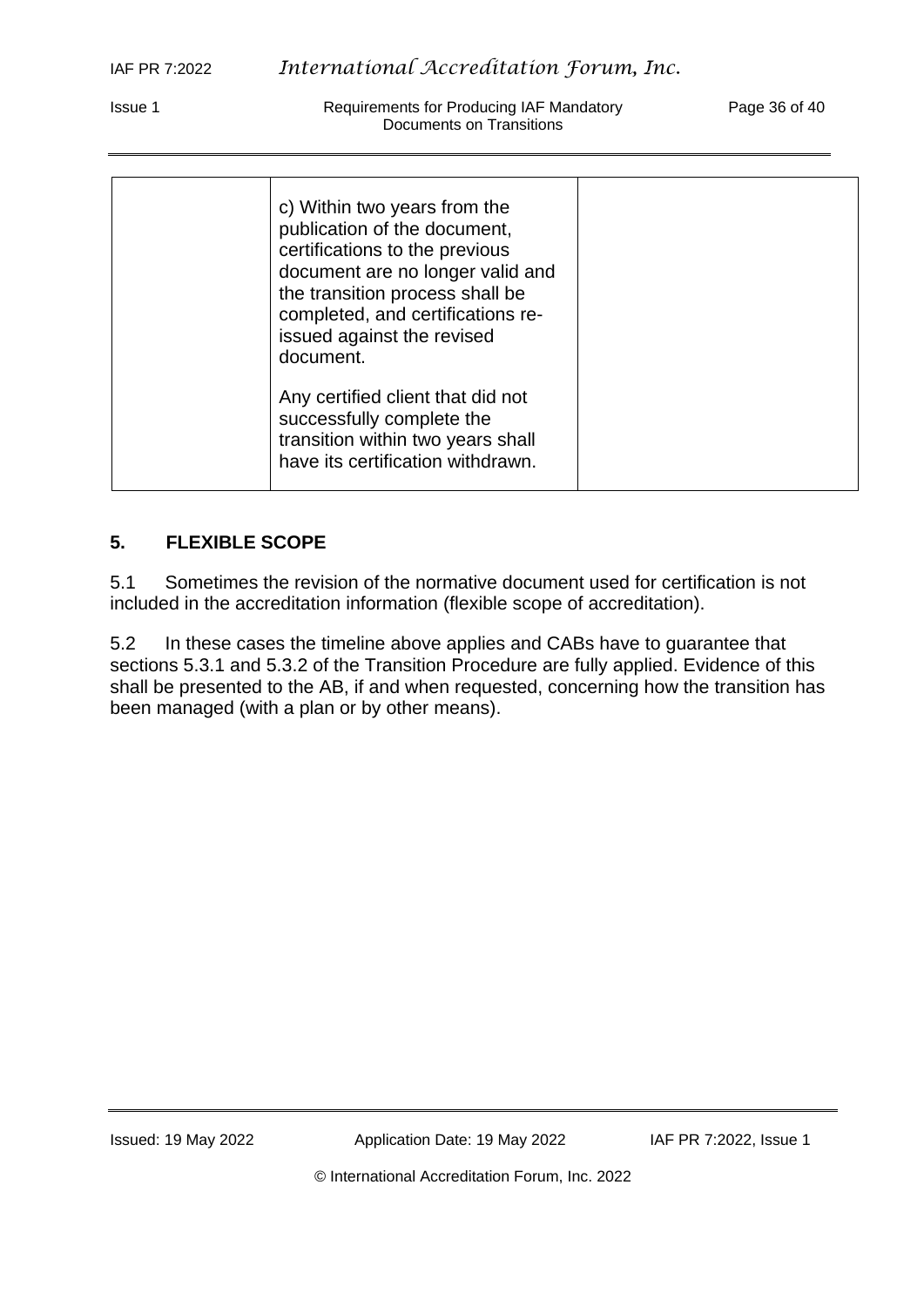|  | c) Within two years from the publication of the document, certifications to the previous document are no longer valid and the transition process shall be completed, and certifications re-issued against the revised document.<br><br>Any certified client that did not successfully complete the transition within two years shall have its certification withdrawn. |  |
|---|---|---|

## 5. FLEXIBLE SCOPE

5.1 Sometimes the revision of the normative document used for certification is not included in the accreditation information (flexible scope of accreditation).

5.2 In these cases the timeline above applies and CABs have to guarantee that sections 5.3.1 and 5.3.2 of the Transition Procedure are fully applied. Evidence of this shall be presented to the AB, if and when requested, concerning how the transition has been managed (with a plan or by other means).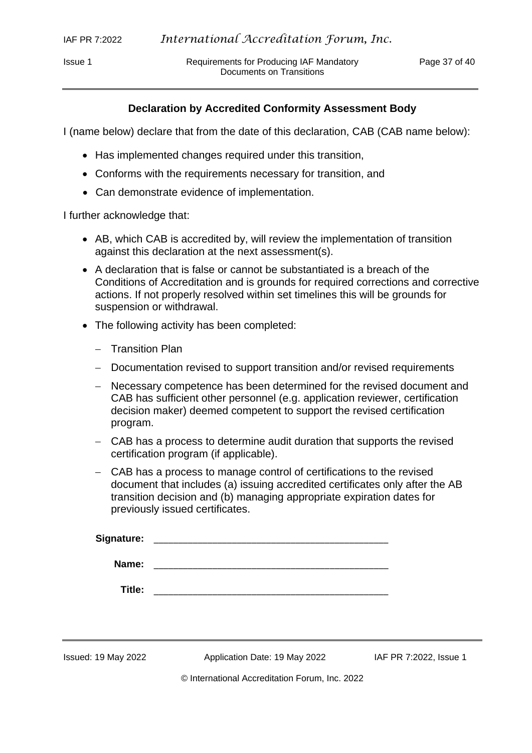## Declaration by Accredited Conformity Assessment Body

I (name below) declare that from the date of this declaration, CAB (CAB name below):

- Has implemented changes required under this transition,
- Conforms with the requirements necessary for transition, and
- Can demonstrate evidence of implementation.

I further acknowledge that:

- AB, which CAB is accredited by, will review the implementation of transition against this declaration at the next assessment(s).
- A declaration that is false or cannot be substantiated is a breach of the Conditions of Accreditation and is grounds for required corrections and corrective actions. If not properly resolved within set timelines this will be grounds for suspension or withdrawal.
- The following activity has been completed:
  - Transition Plan
  - Documentation revised to support transition and/or revised requirements
  - Necessary competence has been determined for the revised document and CAB has sufficient other personnel (e.g. application reviewer, certification decision maker) deemed competent to support the revised certification program.
  - CAB has a process to determine audit duration that supports the revised certification program (if applicable).
  - CAB has a process to manage control of certifications to the revised document that includes (a) issuing accredited certificates only after the AB transition decision and (b) managing appropriate expiration dates for previously issued certificates.

**Signature:** ___________________________________________

**Name:** ___________________________________________

**Title:** ___________________________________________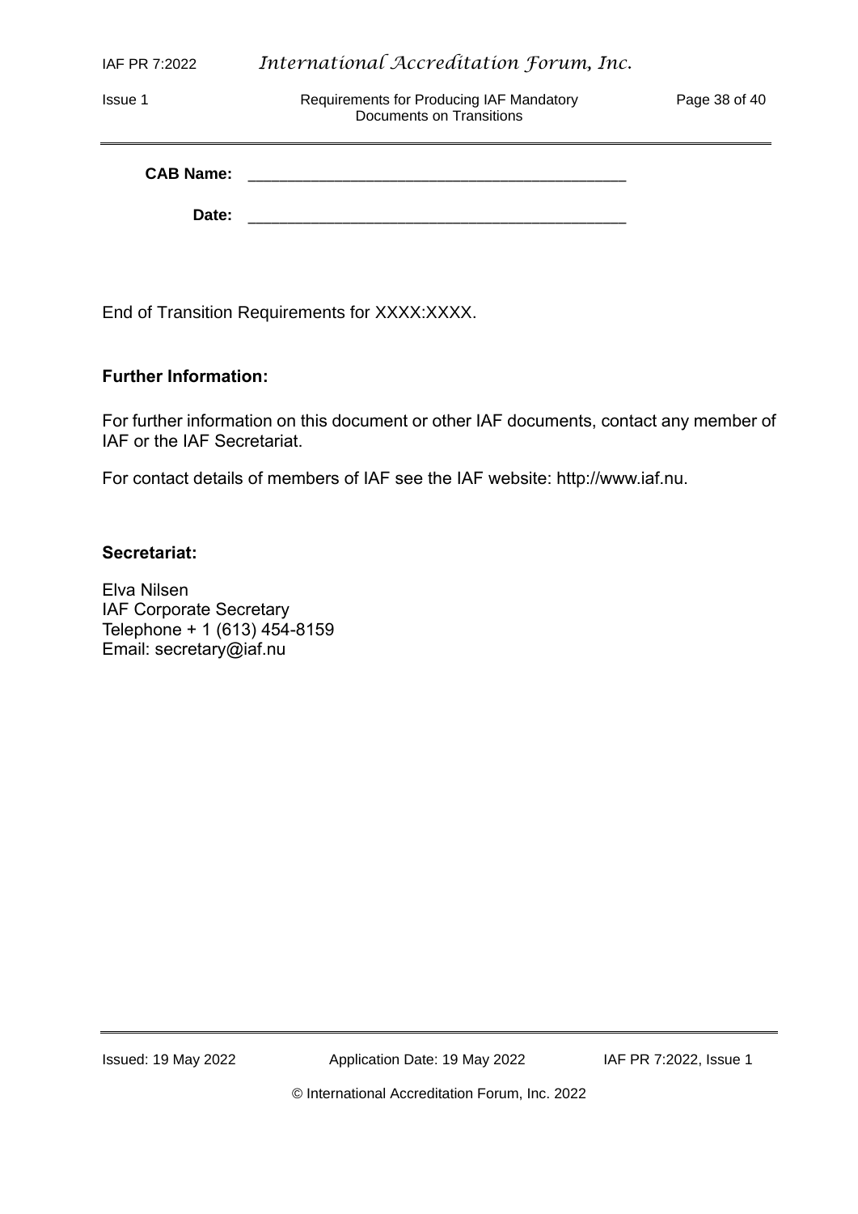**CAB Name:** ____________________________________________

**Date:** ____________________________________________

End of Transition Requirements for XXXX:XXXX.

**Further Information:**

For further information on this document or other IAF documents, contact any member of IAF or the IAF Secretariat.

For contact details of members of IAF see the IAF website: http://www.iaf.nu.

**Secretariat:**

Elva Nilsen
IAF Corporate Secretary
Telephone + 1 (613) 454-8159
Email: secretary@iaf.nu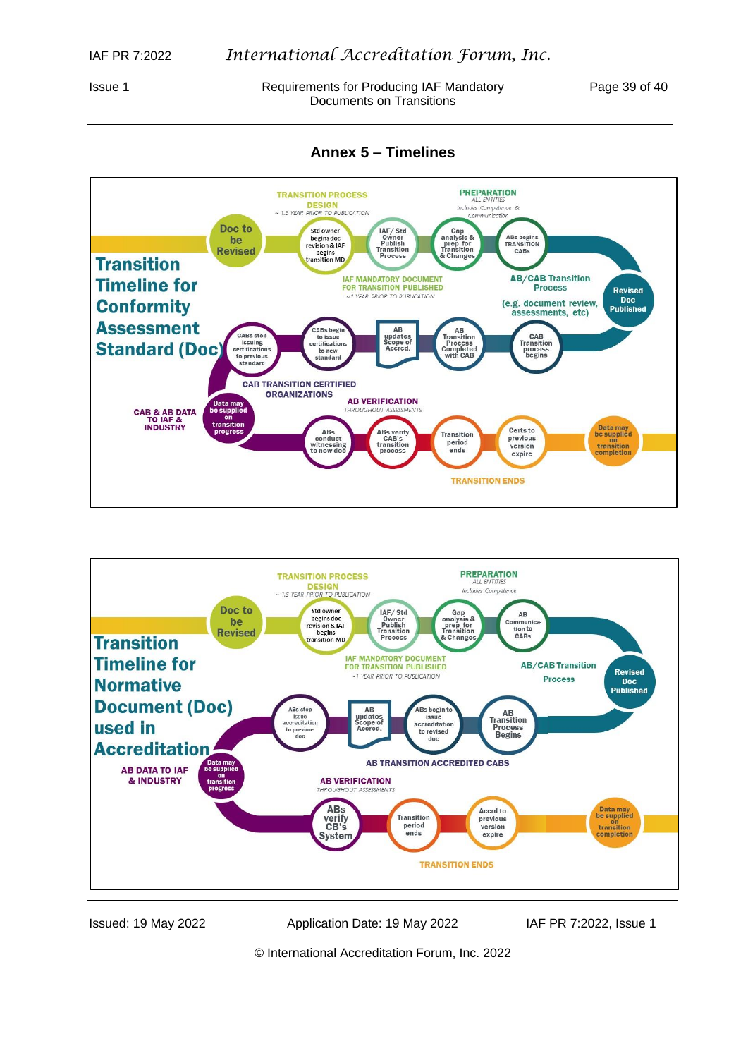## Annex 5 – Timelines

**Transition Timeline for Conformity Assessment Standard (Doc)**

TRANSITION PROCESS DESIGN
~ 1.5 YEAR PRIOR TO PUBLICATION

PREPARATION
ALL ENTITIES
Includes Competence & Communication

- Doc to be Revised
- Std owner begins doc revision & IAF begins transition MD
- IAF/ Std Owner Publish Transition Process
- Gap analysis & prep for Transition & Changes
- ABs begins TRANSITION CABs

IAF MANDATORY DOCUMENT FOR TRANSITION PUBLISHED
~1 YEAR PRIOR TO PUBLICATION

AB/CAB Transition Process
(e.g. document review, assessments, etc)

- Revised Doc Published
- CAB Transition process begins
- AB Transition Process Completed with CAB
- AB updates Scope of Accred.
- CABs begin to issue certifications to new standard
- CABs stop issuing certifications to previous standard

CAB TRANSITION CERTIFIED ORGANIZATIONS

CAB & AB DATA TO IAF & INDUSTRY

- Data may be supplied on transition progress

AB VERIFICATION
THROUGHOUT ASSESSMENTS

- ABs conduct witnessing to new doc
- ABs verify CAB's transition process
- Transition period ends
- Certs to previous version expire
- Data may be supplied on transition completion

TRANSITION ENDS

**Transition Timeline for Normative Document (Doc) used in Accreditation**

TRANSITION PROCESS DESIGN
~ 1.5 YEAR PRIOR TO PUBLICATION

PREPARATION
ALL ENTITIES
Includes Competence

- Doc to be Revised
- Std owner begins doc revision & IAF begins transition MD
- IAF/ Std Owner Publish Transition Process
- Gap analysis & prep for Transition & Changes
- AB Communication to CABs

IAF MANDATORY DOCUMENT FOR TRANSITION PUBLISHED
~1 YEAR PRIOR TO PUBLICATION

AB/CAB Transition Process

- Revised Doc Published
- AB Transition Process Begins
- ABs begin to issue accreditation to revised doc
- AB updates Scope of Accred.
- ABs stop issue accreditation to previous doc

AB TRANSITION ACCREDITED CABS

AB DATA TO IAF & INDUSTRY

- Data may be supplied on transition progress

AB VERIFICATION
THROUGHOUT ASSESSMENTS

- ABs verify CB's System
- Transition period ends
- Accrd to previous version expire
- Data may be supplied on transition completion

TRANSITION ENDS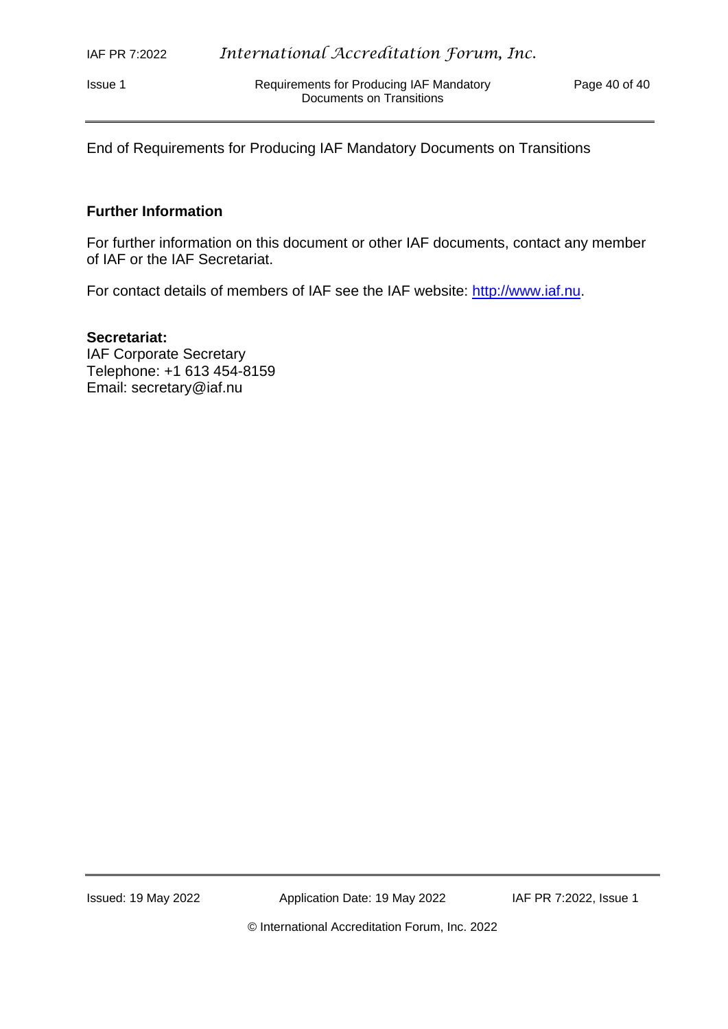End of Requirements for Producing IAF Mandatory Documents on Transitions

**Further Information**

For further information on this document or other IAF documents, contact any member of IAF or the IAF Secretariat.

For contact details of members of IAF see the IAF website: http://www.iaf.nu.

**Secretariat:**
IAF Corporate Secretary
Telephone: +1 613 454-8159
Email: secretary@iaf.nu